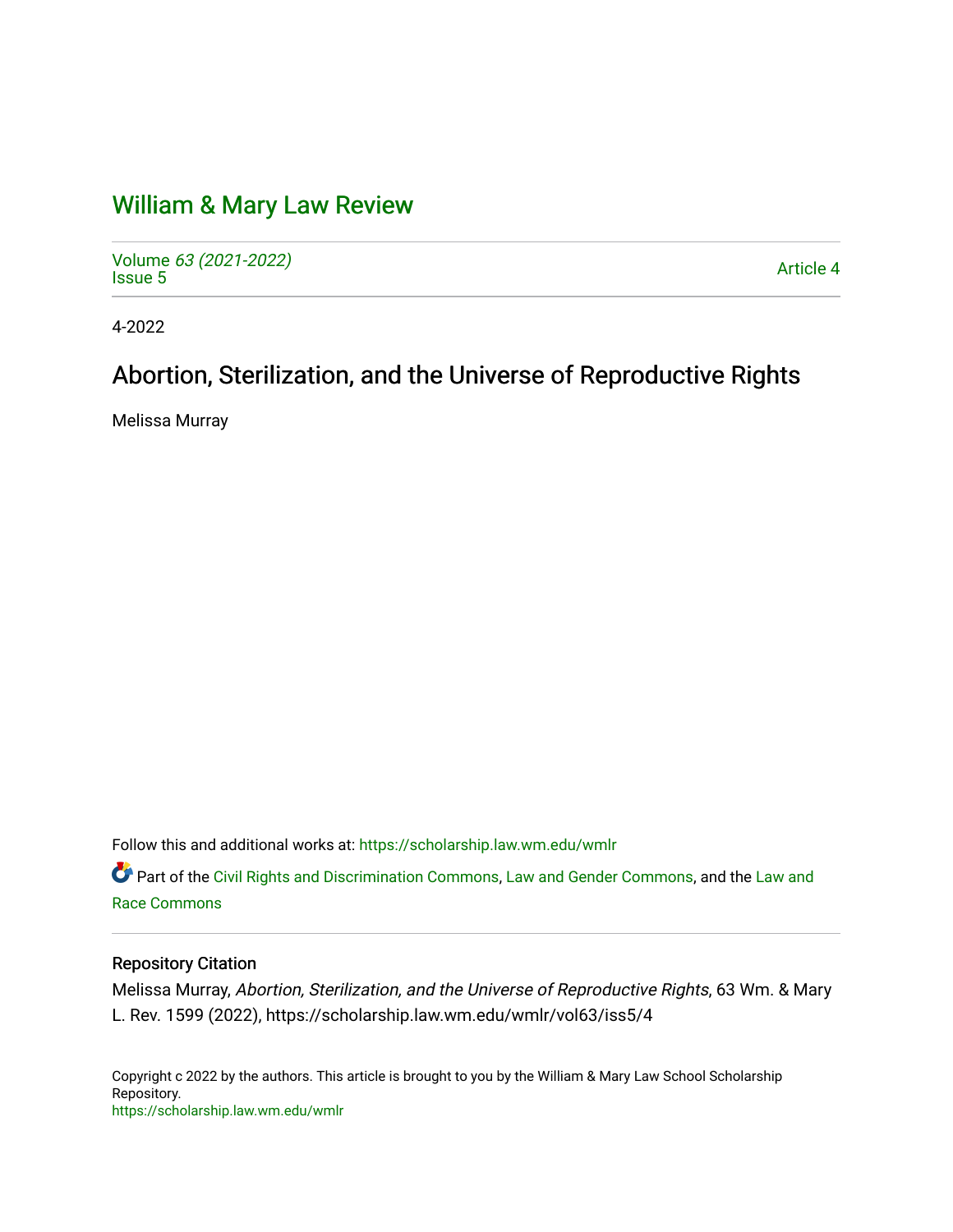# William & Mary Law Review

Volume 63 (2021-2022)
Issue 5

Article 4

4-2022

## Abortion, Sterilization, and the Universe of Reproductive Rights

Melissa Murray

Follow this and additional works at: https://scholarship.law.wm.edu/wmlr

Part of the Civil Rights and Discrimination Commons, Law and Gender Commons, and the Law and Race Commons

### Repository Citation

Melissa Murray, *Abortion, Sterilization, and the Universe of Reproductive Rights*, 63 Wm. & Mary L. Rev. 1599 (2022), https://scholarship.law.wm.edu/wmlr/vol63/iss5/4

Copyright c 2022 by the authors. This article is brought to you by the William & Mary Law School Scholarship Repository.
https://scholarship.law.wm.edu/wmlr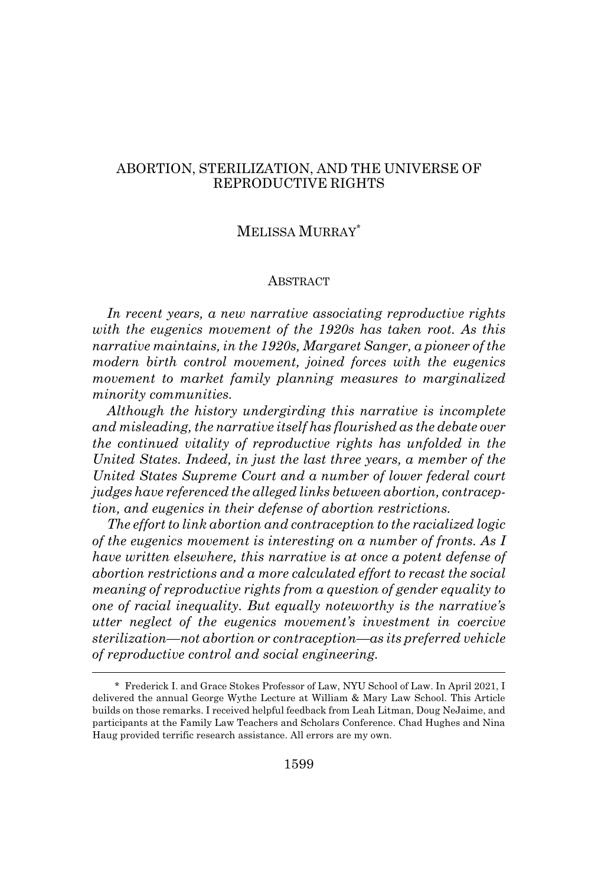# ABORTION, STERILIZATION, AND THE UNIVERSE OF REPRODUCTIVE RIGHTS

MELISSA MURRAY*

## ABSTRACT

*In recent years, a new narrative associating reproductive rights with the eugenics movement of the 1920s has taken root. As this narrative maintains, in the 1920s, Margaret Sanger, a pioneer of the modern birth control movement, joined forces with the eugenics movement to market family planning measures to marginalized minority communities.*

*Although the history undergirding this narrative is incomplete and misleading, the narrative itself has flourished as the debate over the continued vitality of reproductive rights has unfolded in the United States. Indeed, in just the last three years, a member of the United States Supreme Court and a number of lower federal court judges have referenced the alleged links between abortion, contraception, and eugenics in their defense of abortion restrictions.*

*The effort to link abortion and contraception to the racialized logic of the eugenics movement is interesting on a number of fronts. As I have written elsewhere, this narrative is at once a potent defense of abortion restrictions and a more calculated effort to recast the social meaning of reproductive rights from a question of gender equality to one of racial inequality. But equally noteworthy is the narrative's utter neglect of the eugenics movement's investment in coercive sterilization—not abortion or contraception—as its preferred vehicle of reproductive control and social engineering.*

---

\* Frederick I. and Grace Stokes Professor of Law, NYU School of Law. In April 2021, I delivered the annual George Wythe Lecture at William & Mary Law School. This Article builds on those remarks. I received helpful feedback from Leah Litman, Doug NeJaime, and participants at the Family Law Teachers and Scholars Conference. Chad Hughes and Nina Haug provided terrific research assistance. All errors are my own.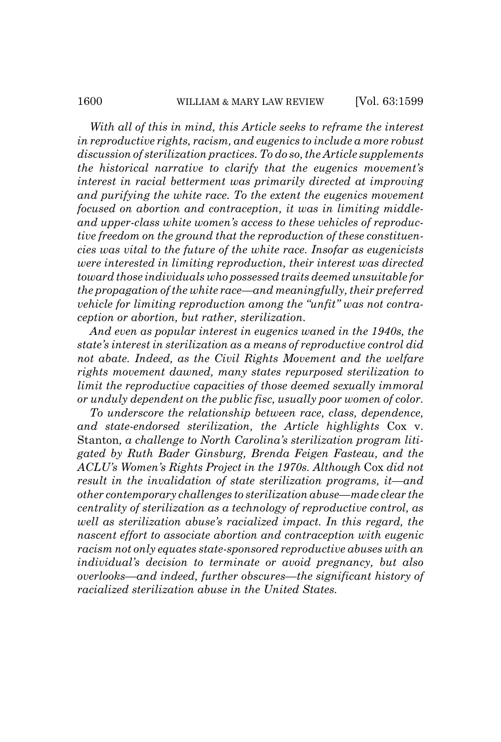*With all of this in mind, this Article seeks to reframe the interest in reproductive rights, racism, and eugenics to include a more robust discussion of sterilization practices. To do so, the Article supplements the historical narrative to clarify that the eugenics movement's interest in racial betterment was primarily directed at improving and purifying the white race. To the extent the eugenics movement focused on abortion and contraception, it was in limiting middle- and upper-class white women's access to these vehicles of reproductive freedom on the ground that the reproduction of these constituencies was vital to the future of the white race. Insofar as eugenicists were interested in limiting reproduction, their interest was directed toward those individuals who possessed traits deemed unsuitable for the propagation of the white race—and meaningfully, their preferred vehicle for limiting reproduction among the "unfit" was not contraception or abortion, but rather, sterilization.*

*And even as popular interest in eugenics waned in the 1940s, the state's interest in sterilization as a means of reproductive control did not abate. Indeed, as the Civil Rights Movement and the welfare rights movement dawned, many states repurposed sterilization to limit the reproductive capacities of those deemed sexually immoral or unduly dependent on the public fisc, usually poor women of color.*

*To underscore the relationship between race, class, dependence, and state-endorsed sterilization, the Article highlights* Cox v. Stanton*, a challenge to North Carolina's sterilization program litigated by Ruth Bader Ginsburg, Brenda Feigen Fasteau, and the ACLU's Women's Rights Project in the 1970s. Although* Cox *did not result in the invalidation of state sterilization programs, it—and other contemporary challenges to sterilization abuse—made clear the centrality of sterilization as a technology of reproductive control, as well as sterilization abuse's racialized impact. In this regard, the nascent effort to associate abortion and contraception with eugenic racism not only equates state-sponsored reproductive abuses with an individual's decision to terminate or avoid pregnancy, but also overlooks—and indeed, further obscures—the significant history of racialized sterilization abuse in the United States.*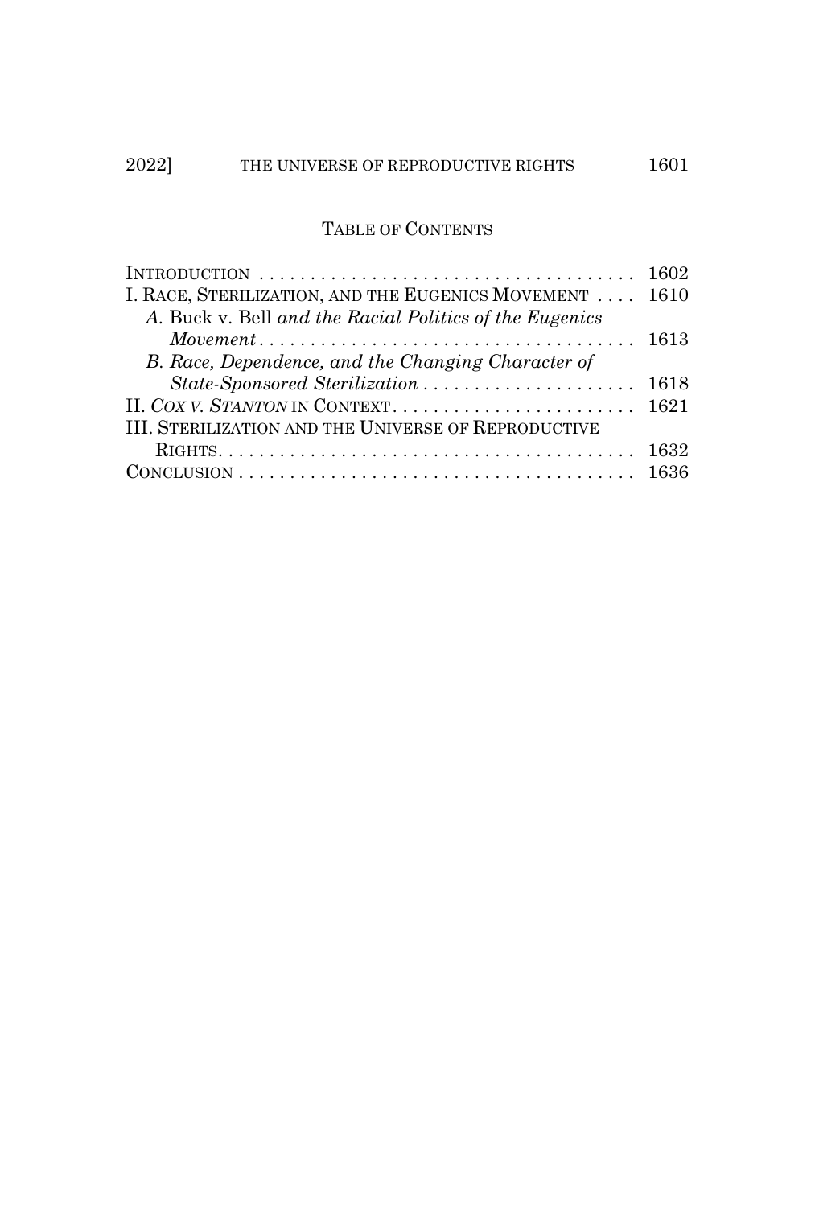## TABLE OF CONTENTS

| | |
|---|---|
| INTRODUCTION | 1602 |
| I. RACE, STERILIZATION, AND THE EUGENICS MOVEMENT | 1610 |
| *A.* Buck v. Bell *and the Racial Politics of the Eugenics Movement* | 1613 |
| *B. Race, Dependence, and the Changing Character of State-Sponsored Sterilization* | 1618 |
| II. *COX V. STANTON* IN CONTEXT | 1621 |
| III. STERILIZATION AND THE UNIVERSE OF REPRODUCTIVE RIGHTS | 1632 |
| CONCLUSION | 1636 |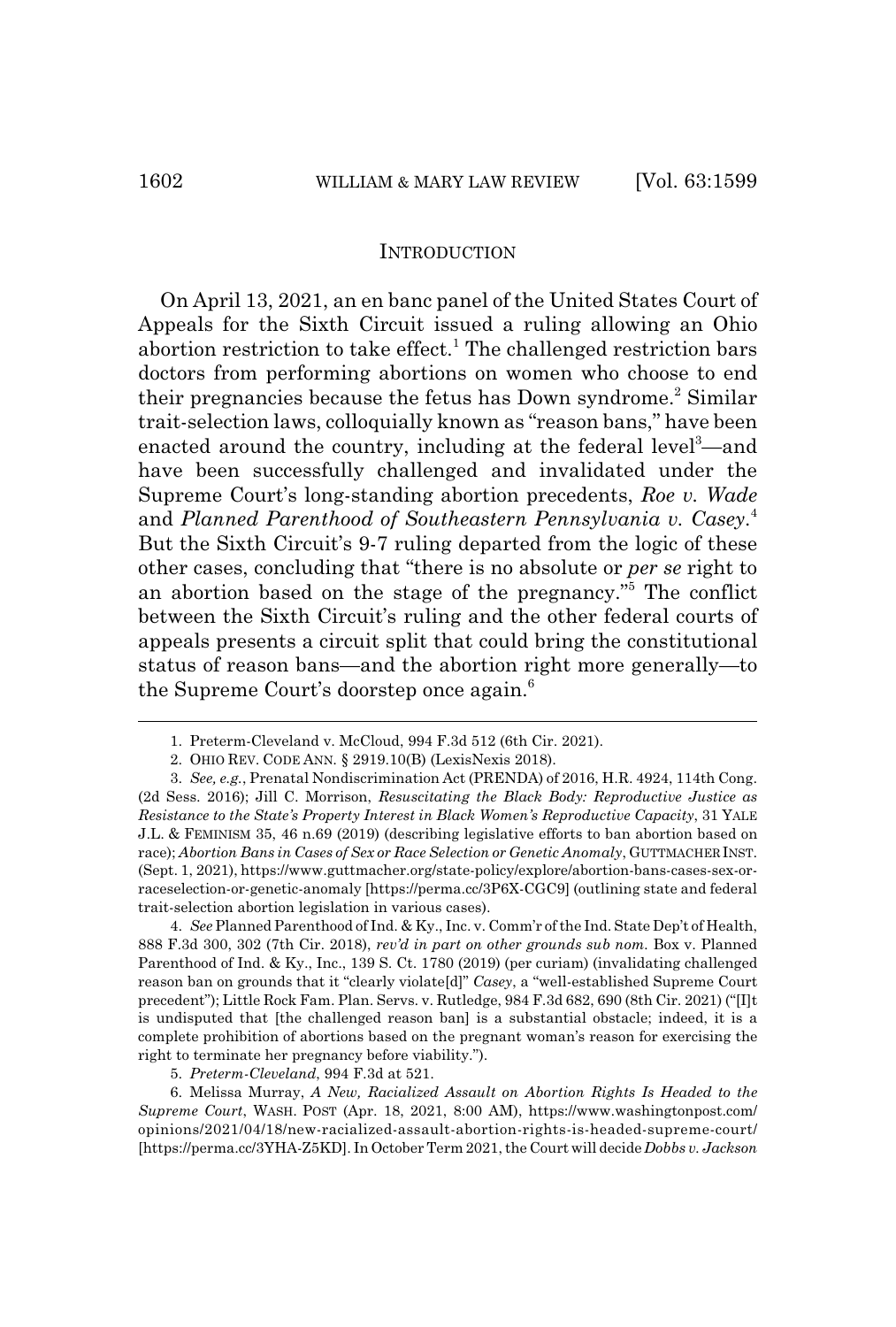## INTRODUCTION

On April 13, 2021, an en banc panel of the United States Court of Appeals for the Sixth Circuit issued a ruling allowing an Ohio abortion restriction to take effect.[1] The challenged restriction bars doctors from performing abortions on women who choose to end their pregnancies because the fetus has Down syndrome.[2] Similar trait-selection laws, colloquially known as "reason bans," have been enacted around the country, including at the federal level[3]—and have been successfully challenged and invalidated under the Supreme Court's long-standing abortion precedents, *Roe v. Wade* and *Planned Parenthood of Southeastern Pennsylvania v. Casey*.[4] But the Sixth Circuit's 9-7 ruling departed from the logic of these other cases, concluding that "there is no absolute or *per se* right to an abortion based on the stage of the pregnancy."[5] The conflict between the Sixth Circuit's ruling and the other federal courts of appeals presents a circuit split that could bring the constitutional status of reason bans—and the abortion right more generally—to the Supreme Court's doorstep once again.[6]

---

1. Preterm-Cleveland v. McCloud, 994 F.3d 512 (6th Cir. 2021).

2. OHIO REV. CODE ANN. § 2919.10(B) (LexisNexis 2018).

3. *See, e.g.*, Prenatal Nondiscrimination Act (PRENDA) of 2016, H.R. 4924, 114th Cong. (2d Sess. 2016); Jill C. Morrison, *Resuscitating the Black Body: Reproductive Justice as Resistance to the State's Property Interest in Black Women's Reproductive Capacity*, 31 YALE J.L. & FEMINISM 35, 46 n.69 (2019) (describing legislative efforts to ban abortion based on race); *Abortion Bans in Cases of Sex or Race Selection or Genetic Anomaly*, GUTTMACHER INST. (Sept. 1, 2021), https://www.guttmacher.org/state-policy/explore/abortion-bans-cases-sex-or-raceselection-or-genetic-anomaly [https://perma.cc/3P6X-CGC9] (outlining state and federal trait-selection abortion legislation in various cases).

4. *See* Planned Parenthood of Ind. & Ky., Inc. v. Comm'r of the Ind. State Dep't of Health, 888 F.3d 300, 302 (7th Cir. 2018), *rev'd in part on other grounds sub nom.* Box v. Planned Parenthood of Ind. & Ky., Inc., 139 S. Ct. 1780 (2019) (per curiam) (invalidating challenged reason ban on grounds that it "clearly violate[d]" *Casey*, a "well-established Supreme Court precedent"); Little Rock Fam. Plan. Servs. v. Rutledge, 984 F.3d 682, 690 (8th Cir. 2021) ("[I]t is undisputed that [the challenged reason ban] is a substantial obstacle; indeed, it is a complete prohibition of abortions based on the pregnant woman's reason for exercising the right to terminate her pregnancy before viability.").

5. *Preterm-Cleveland*, 994 F.3d at 521.

6. Melissa Murray, *A New, Racialized Assault on Abortion Rights Is Headed to the Supreme Court*, WASH. POST (Apr. 18, 2021, 8:00 AM), https://www.washingtonpost.com/opinions/2021/04/18/new-racialized-assault-abortion-rights-is-headed-supreme-court/ [https://perma.cc/3YHA-Z5KD]. In October Term 2021, the Court will decide *Dobbs v. Jackson*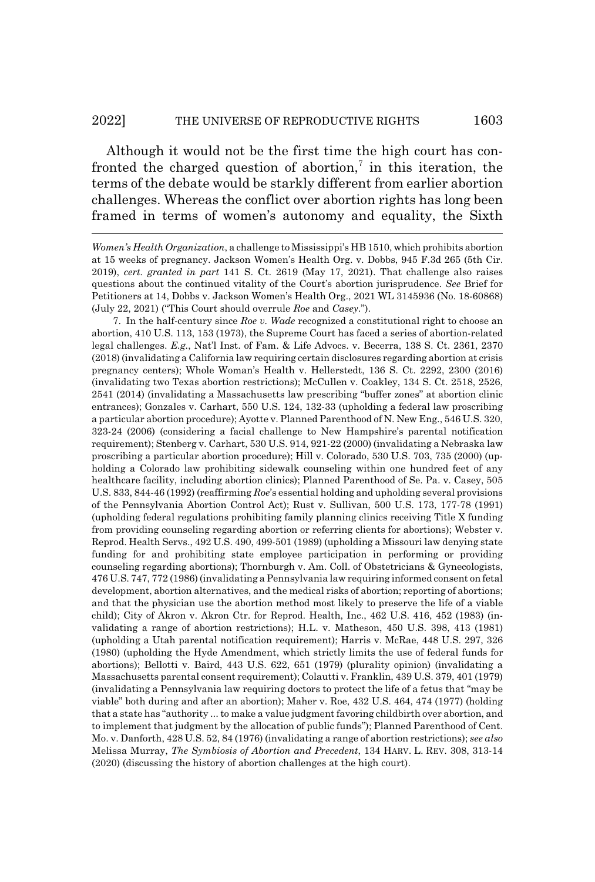Although it would not be the first time the high court has confronted the charged question of abortion,[7] in this iteration, the terms of the debate would be starkly different from earlier abortion challenges. Whereas the conflict over abortion rights has long been framed in terms of women's autonomy and equality, the Sixth

---

*Women's Health Organization*, a challenge to Mississippi's HB 1510, which prohibits abortion at 15 weeks of pregnancy. Jackson Women's Health Org. v. Dobbs, 945 F.3d 265 (5th Cir. 2019), *cert. granted in part* 141 S. Ct. 2619 (May 17, 2021). That challenge also raises questions about the continued vitality of the Court's abortion jurisprudence. *See* Brief for Petitioners at 14, Dobbs v. Jackson Women's Health Org., 2021 WL 3145936 (No. 18-60868) (July 22, 2021) ("This Court should overrule *Roe* and *Casey*.").

7. In the half-century since *Roe v. Wade* recognized a constitutional right to choose an abortion, 410 U.S. 113, 153 (1973), the Supreme Court has faced a series of abortion-related legal challenges. *E.g.*, Nat'l Inst. of Fam. & Life Advocs. v. Becerra, 138 S. Ct. 2361, 2370 (2018) (invalidating a California law requiring certain disclosures regarding abortion at crisis pregnancy centers); Whole Woman's Health v. Hellerstedt, 136 S. Ct. 2292, 2300 (2016) (invalidating two Texas abortion restrictions); McCullen v. Coakley, 134 S. Ct. 2518, 2526, 2541 (2014) (invalidating a Massachusetts law prescribing "buffer zones" at abortion clinic entrances); Gonzales v. Carhart, 550 U.S. 124, 132-33 (upholding a federal law proscribing a particular abortion procedure); Ayotte v. Planned Parenthood of N. New Eng., 546 U.S. 320, 323-24 (2006) (considering a facial challenge to New Hampshire's parental notification requirement); Stenberg v. Carhart, 530 U.S. 914, 921-22 (2000) (invalidating a Nebraska law proscribing a particular abortion procedure); Hill v. Colorado, 530 U.S. 703, 735 (2000) (upholding a Colorado law prohibiting sidewalk counseling within one hundred feet of any healthcare facility, including abortion clinics); Planned Parenthood of Se. Pa. v. Casey, 505 U.S. 833, 844-46 (1992) (reaffirming *Roe*'s essential holding and upholding several provisions of the Pennsylvania Abortion Control Act); Rust v. Sullivan, 500 U.S. 173, 177-78 (1991) (upholding federal regulations prohibiting family planning clinics receiving Title X funding from providing counseling regarding abortion or referring clients for abortions); Webster v. Reprod. Health Servs., 492 U.S. 490, 499-501 (1989) (upholding a Missouri law denying state funding for and prohibiting state employee participation in performing or providing counseling regarding abortions); Thornburgh v. Am. Coll. of Obstetricians & Gynecologists, 476 U.S. 747, 772 (1986) (invalidating a Pennsylvania law requiring informed consent on fetal development, abortion alternatives, and the medical risks of abortion; reporting of abortions; and that the physician use the abortion method most likely to preserve the life of a viable child); City of Akron v. Akron Ctr. for Reprod. Health, Inc., 462 U.S. 416, 452 (1983) (invalidating a range of abortion restrictions); H.L. v. Matheson, 450 U.S. 398, 413 (1981) (upholding a Utah parental notification requirement); Harris v. McRae, 448 U.S. 297, 326 (1980) (upholding the Hyde Amendment, which strictly limits the use of federal funds for abortions); Bellotti v. Baird, 443 U.S. 622, 651 (1979) (plurality opinion) (invalidating a Massachusetts parental consent requirement); Colautti v. Franklin, 439 U.S. 379, 401 (1979) (invalidating a Pennsylvania law requiring doctors to protect the life of a fetus that "may be viable" both during and after an abortion); Maher v. Roe, 432 U.S. 464, 474 (1977) (holding that a state has "authority ... to make a value judgment favoring childbirth over abortion, and to implement that judgment by the allocation of public funds"); Planned Parenthood of Cent. Mo. v. Danforth, 428 U.S. 52, 84 (1976) (invalidating a range of abortion restrictions); *see also* Melissa Murray, *The Symbiosis of Abortion and Precedent*, 134 HARV. L. REV. 308, 313-14 (2020) (discussing the history of abortion challenges at the high court).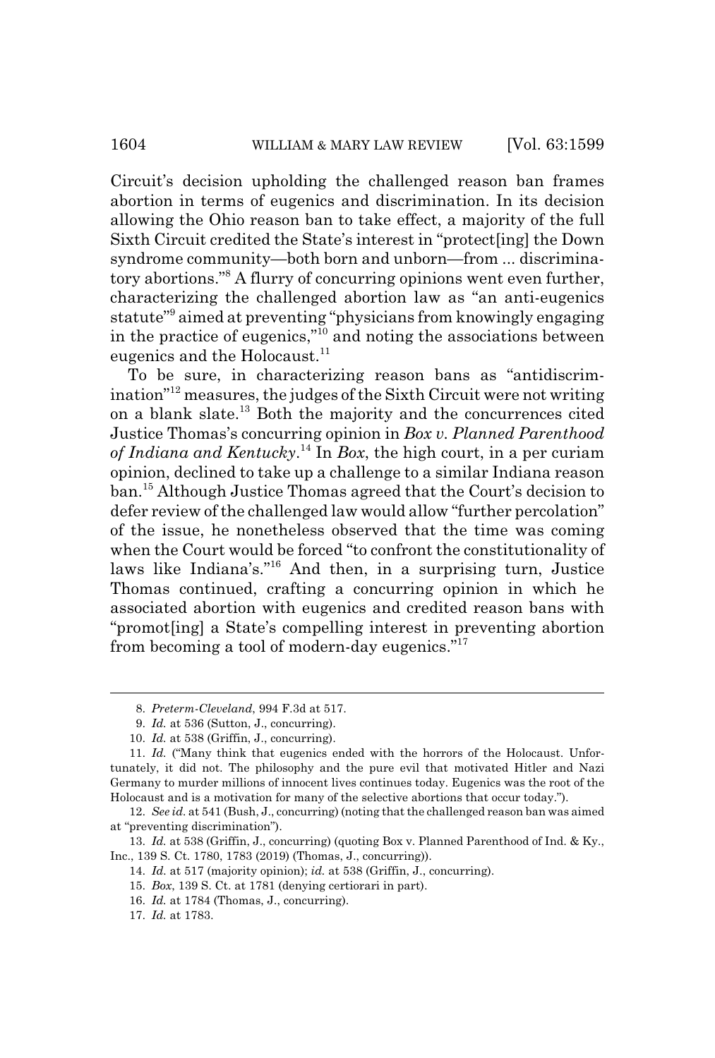Circuit's decision upholding the challenged reason ban frames abortion in terms of eugenics and discrimination. In its decision allowing the Ohio reason ban to take effect, a majority of the full Sixth Circuit credited the State's interest in "protect[ing] the Down syndrome community—both born and unborn—from ... discriminatory abortions."[8] A flurry of concurring opinions went even further, characterizing the challenged abortion law as "an anti-eugenics statute"[9] aimed at preventing "physicians from knowingly engaging in the practice of eugenics,"[10] and noting the associations between eugenics and the Holocaust.[11]

To be sure, in characterizing reason bans as "antidiscrimination"[12] measures, the judges of the Sixth Circuit were not writing on a blank slate.[13] Both the majority and the concurrences cited Justice Thomas's concurring opinion in *Box v. Planned Parenthood of Indiana and Kentucky*.[14] In *Box*, the high court, in a per curiam opinion, declined to take up a challenge to a similar Indiana reason ban.[15] Although Justice Thomas agreed that the Court's decision to defer review of the challenged law would allow "further percolation" of the issue, he nonetheless observed that the time was coming when the Court would be forced "to confront the constitutionality of laws like Indiana's."[16] And then, in a surprising turn, Justice Thomas continued, crafting a concurring opinion in which he associated abortion with eugenics and credited reason bans with "promot[ing] a State's compelling interest in preventing abortion from becoming a tool of modern-day eugenics."[17]

---

8. *Preterm-Cleveland*, 994 F.3d at 517.

9. *Id.* at 536 (Sutton, J., concurring).

10. *Id.* at 538 (Griffin, J., concurring).

11. *Id.* ("Many think that eugenics ended with the horrors of the Holocaust. Unfortunately, it did not. The philosophy and the pure evil that motivated Hitler and Nazi Germany to murder millions of innocent lives continues today. Eugenics was the root of the Holocaust and is a motivation for many of the selective abortions that occur today.").

12. *See id.* at 541 (Bush, J., concurring) (noting that the challenged reason ban was aimed at "preventing discrimination").

13. *Id.* at 538 (Griffin, J., concurring) (quoting Box v. Planned Parenthood of Ind. & Ky., Inc., 139 S. Ct. 1780, 1783 (2019) (Thomas, J., concurring)).

14. *Id.* at 517 (majority opinion); *id.* at 538 (Griffin, J., concurring).

15. *Box*, 139 S. Ct. at 1781 (denying certiorari in part).

16. *Id.* at 1784 (Thomas, J., concurring).

17. *Id.* at 1783.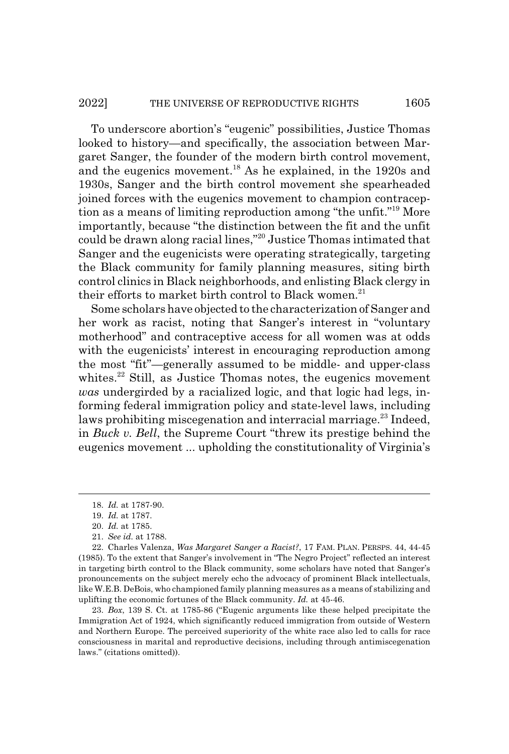To underscore abortion's "eugenic" possibilities, Justice Thomas looked to history—and specifically, the association between Margaret Sanger, the founder of the modern birth control movement, and the eugenics movement.[18] As he explained, in the 1920s and 1930s, Sanger and the birth control movement she spearheaded joined forces with the eugenics movement to champion contraception as a means of limiting reproduction among "the unfit."[19] More importantly, because "the distinction between the fit and the unfit could be drawn along racial lines,"[20] Justice Thomas intimated that Sanger and the eugenicists were operating strategically, targeting the Black community for family planning measures, siting birth control clinics in Black neighborhoods, and enlisting Black clergy in their efforts to market birth control to Black women.[21]

Some scholars have objected to the characterization of Sanger and her work as racist, noting that Sanger's interest in "voluntary motherhood" and contraceptive access for all women was at odds with the eugenicists' interest in encouraging reproduction among the most "fit"—generally assumed to be middle- and upper-class whites.[22] Still, as Justice Thomas notes, the eugenics movement *was* undergirded by a racialized logic, and that logic had legs, informing federal immigration policy and state-level laws, including laws prohibiting miscegenation and interracial marriage.[23] Indeed, in *Buck v. Bell*, the Supreme Court "threw its prestige behind the eugenics movement ... upholding the constitutionality of Virginia's

---

18. *Id.* at 1787-90.

19. *Id.* at 1787.

20. *Id.* at 1785.

21. *See id.* at 1788.

22. Charles Valenza, *Was Margaret Sanger a Racist?*, 17 FAM. PLAN. PERSPS. 44, 44-45 (1985). To the extent that Sanger's involvement in "The Negro Project" reflected an interest in targeting birth control to the Black community, some scholars have noted that Sanger's pronouncements on the subject merely echo the advocacy of prominent Black intellectuals, like W.E.B. DeBois, who championed family planning measures as a means of stabilizing and uplifting the economic fortunes of the Black community. *Id.* at 45-46.

23. *Box*, 139 S. Ct. at 1785-86 ("Eugenic arguments like these helped precipitate the Immigration Act of 1924, which significantly reduced immigration from outside of Western and Northern Europe. The perceived superiority of the white race also led to calls for race consciousness in marital and reproductive decisions, including through antimiscegenation laws." (citations omitted)).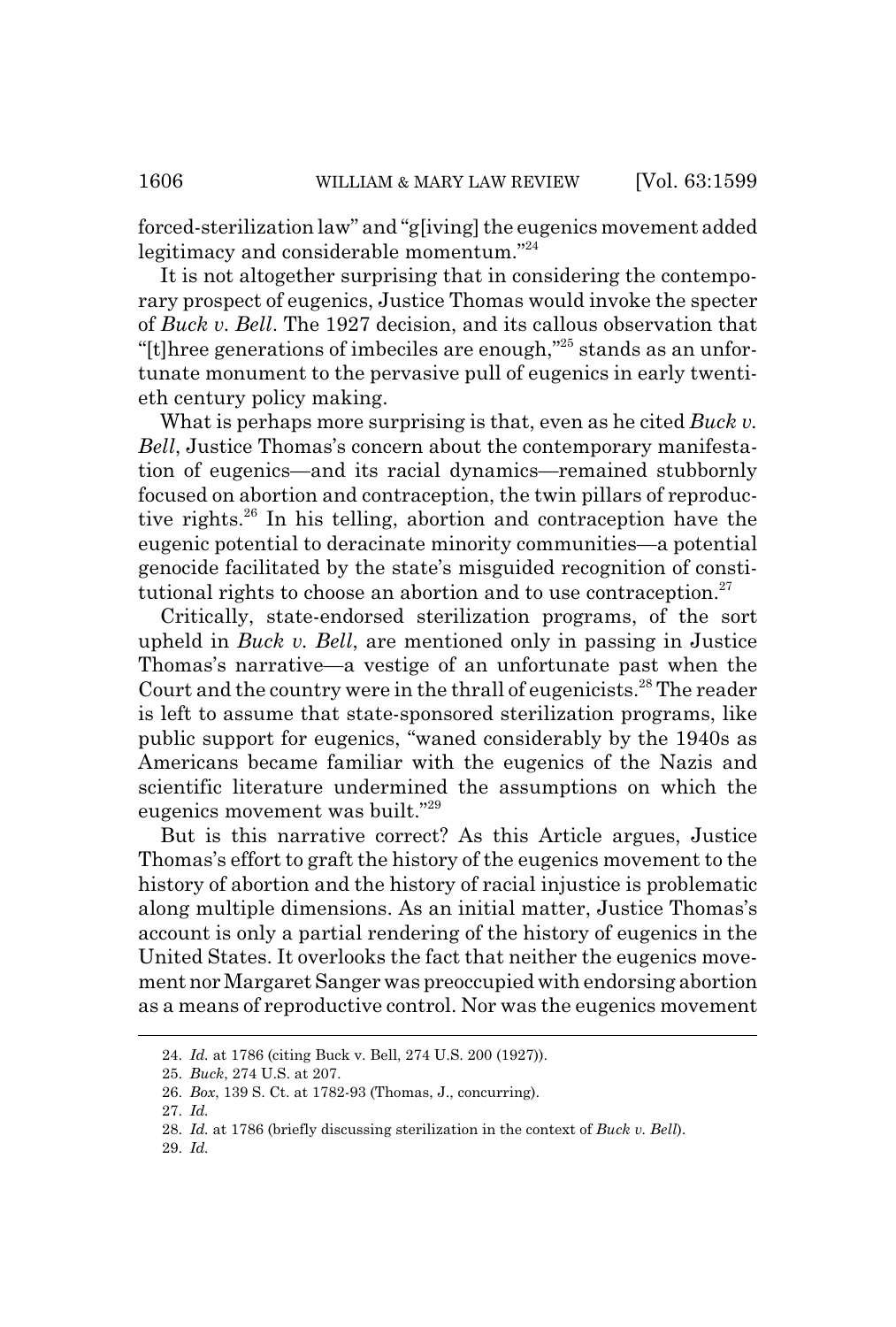forced-sterilization law" and "g[iving] the eugenics movement added legitimacy and considerable momentum."[24]

It is not altogether surprising that in considering the contemporary prospect of eugenics, Justice Thomas would invoke the specter of *Buck v. Bell*. The 1927 decision, and its callous observation that "[t]hree generations of imbeciles are enough,"[25] stands as an unfortunate monument to the pervasive pull of eugenics in early twentieth century policy making.

What is perhaps more surprising is that, even as he cited *Buck v. Bell*, Justice Thomas's concern about the contemporary manifestation of eugenics—and its racial dynamics—remained stubbornly focused on abortion and contraception, the twin pillars of reproductive rights.[26] In his telling, abortion and contraception have the eugenic potential to deracinate minority communities—a potential genocide facilitated by the state's misguided recognition of constitutional rights to choose an abortion and to use contraception.[27]

Critically, state-endorsed sterilization programs, of the sort upheld in *Buck v. Bell*, are mentioned only in passing in Justice Thomas's narrative—a vestige of an unfortunate past when the Court and the country were in the thrall of eugenicists.[28] The reader is left to assume that state-sponsored sterilization programs, like public support for eugenics, "waned considerably by the 1940s as Americans became familiar with the eugenics of the Nazis and scientific literature undermined the assumptions on which the eugenics movement was built."[29]

But is this narrative correct? As this Article argues, Justice Thomas's effort to graft the history of the eugenics movement to the history of abortion and the history of racial injustice is problematic along multiple dimensions. As an initial matter, Justice Thomas's account is only a partial rendering of the history of eugenics in the United States. It overlooks the fact that neither the eugenics movement nor Margaret Sanger was preoccupied with endorsing abortion as a means of reproductive control. Nor was the eugenics movement

---

24. *Id.* at 1786 (citing Buck v. Bell, 274 U.S. 200 (1927)).

25. *Buck*, 274 U.S. at 207.

26. *Box*, 139 S. Ct. at 1782-93 (Thomas, J., concurring).

27. *Id.*

28. *Id.* at 1786 (briefly discussing sterilization in the context of *Buck v. Bell*).

29. *Id.*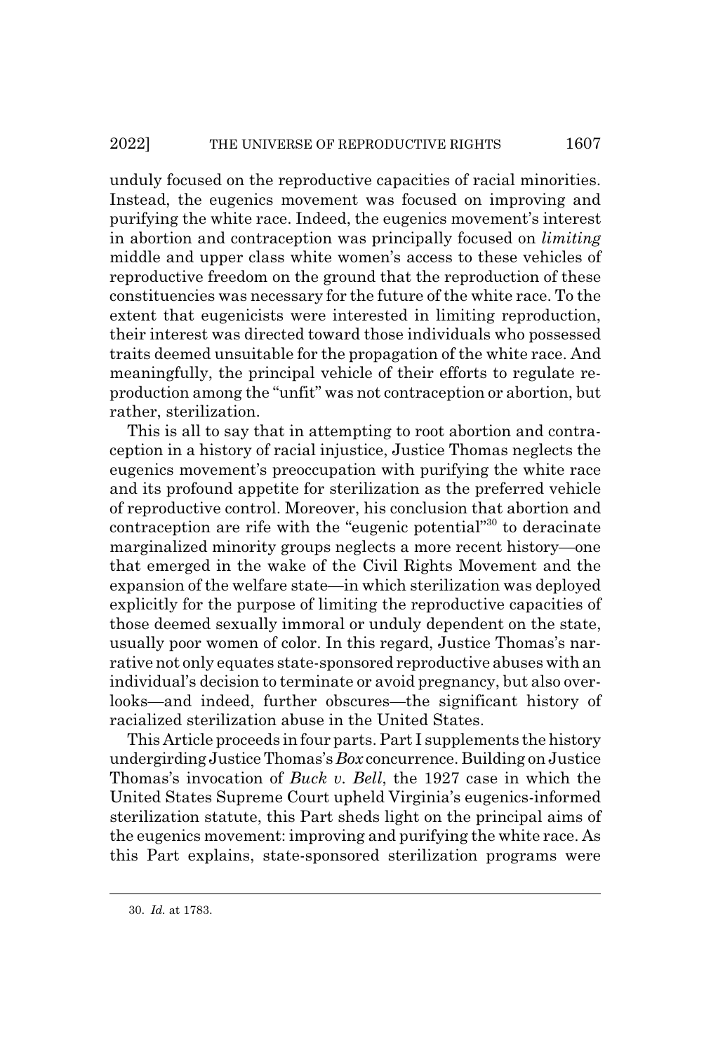unduly focused on the reproductive capacities of racial minorities. Instead, the eugenics movement was focused on improving and purifying the white race. Indeed, the eugenics movement's interest in abortion and contraception was principally focused on *limiting* middle and upper class white women's access to these vehicles of reproductive freedom on the ground that the reproduction of these constituencies was necessary for the future of the white race. To the extent that eugenicists were interested in limiting reproduction, their interest was directed toward those individuals who possessed traits deemed unsuitable for the propagation of the white race. And meaningfully, the principal vehicle of their efforts to regulate reproduction among the "unfit" was not contraception or abortion, but rather, sterilization.

This is all to say that in attempting to root abortion and contraception in a history of racial injustice, Justice Thomas neglects the eugenics movement's preoccupation with purifying the white race and its profound appetite for sterilization as the preferred vehicle of reproductive control. Moreover, his conclusion that abortion and contraception are rife with the "eugenic potential"[30] to deracinate marginalized minority groups neglects a more recent history—one that emerged in the wake of the Civil Rights Movement and the expansion of the welfare state—in which sterilization was deployed explicitly for the purpose of limiting the reproductive capacities of those deemed sexually immoral or unduly dependent on the state, usually poor women of color. In this regard, Justice Thomas's narrative not only equates state-sponsored reproductive abuses with an individual's decision to terminate or avoid pregnancy, but also overlooks—and indeed, further obscures—the significant history of racialized sterilization abuse in the United States.

This Article proceeds in four parts. Part I supplements the history undergirding Justice Thomas's *Box* concurrence. Building on Justice Thomas's invocation of *Buck v. Bell*, the 1927 case in which the United States Supreme Court upheld Virginia's eugenics-informed sterilization statute, this Part sheds light on the principal aims of the eugenics movement: improving and purifying the white race. As this Part explains, state-sponsored sterilization programs were

30. *Id.* at 1783.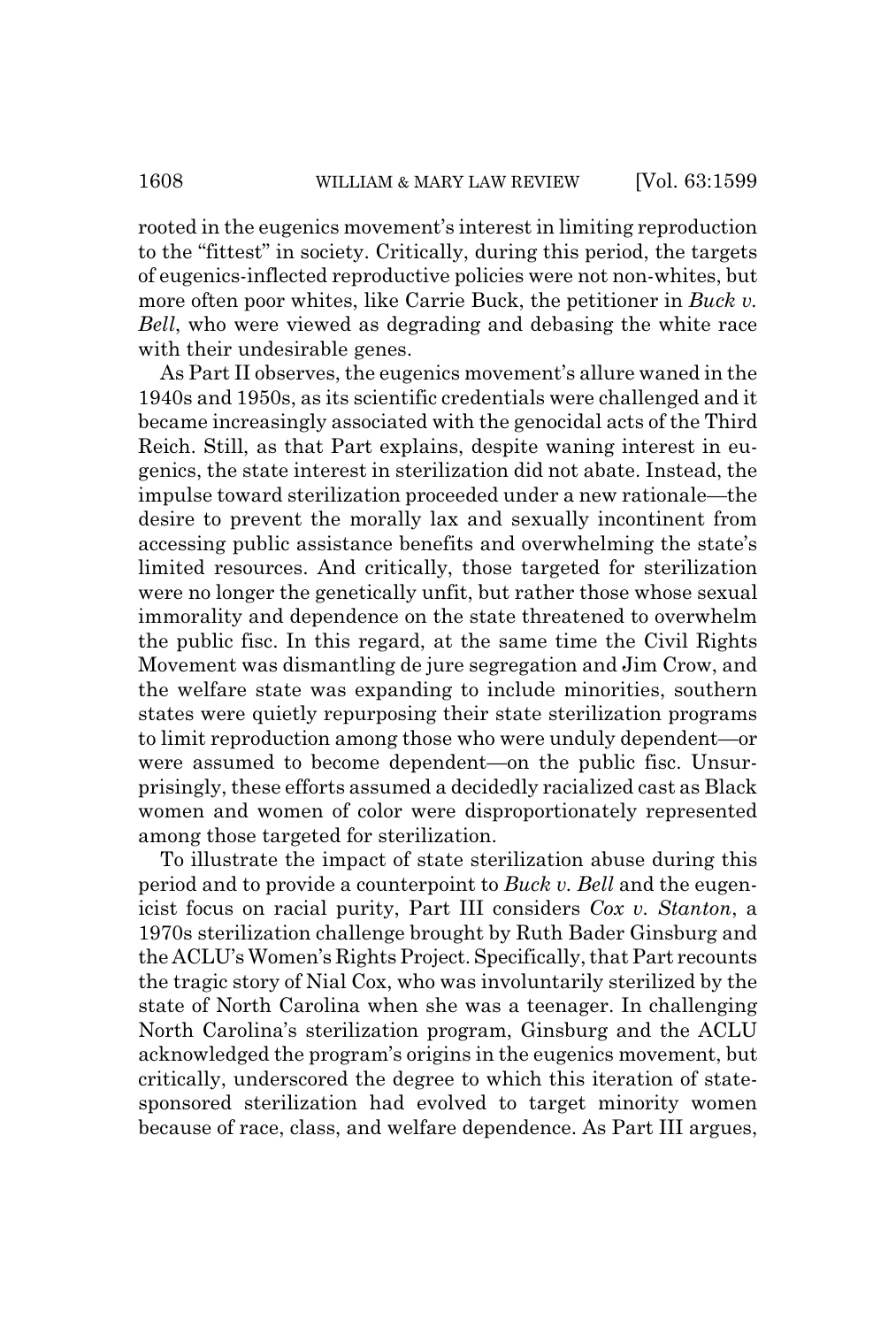rooted in the eugenics movement's interest in limiting reproduction to the "fittest" in society. Critically, during this period, the targets of eugenics-inflected reproductive policies were not non-whites, but more often poor whites, like Carrie Buck, the petitioner in *Buck v. Bell*, who were viewed as degrading and debasing the white race with their undesirable genes.

As Part II observes, the eugenics movement's allure waned in the 1940s and 1950s, as its scientific credentials were challenged and it became increasingly associated with the genocidal acts of the Third Reich. Still, as that Part explains, despite waning interest in eugenics, the state interest in sterilization did not abate. Instead, the impulse toward sterilization proceeded under a new rationale—the desire to prevent the morally lax and sexually incontinent from accessing public assistance benefits and overwhelming the state's limited resources. And critically, those targeted for sterilization were no longer the genetically unfit, but rather those whose sexual immorality and dependence on the state threatened to overwhelm the public fisc. In this regard, at the same time the Civil Rights Movement was dismantling de jure segregation and Jim Crow, and the welfare state was expanding to include minorities, southern states were quietly repurposing their state sterilization programs to limit reproduction among those who were unduly dependent—or were assumed to become dependent—on the public fisc. Unsurprisingly, these efforts assumed a decidedly racialized cast as Black women and women of color were disproportionately represented among those targeted for sterilization.

To illustrate the impact of state sterilization abuse during this period and to provide a counterpoint to *Buck v. Bell* and the eugenicist focus on racial purity, Part III considers *Cox v. Stanton*, a 1970s sterilization challenge brought by Ruth Bader Ginsburg and the ACLU's Women's Rights Project. Specifically, that Part recounts the tragic story of Nial Cox, who was involuntarily sterilized by the state of North Carolina when she was a teenager. In challenging North Carolina's sterilization program, Ginsburg and the ACLU acknowledged the program's origins in the eugenics movement, but critically, underscored the degree to which this iteration of state-sponsored sterilization had evolved to target minority women because of race, class, and welfare dependence. As Part III argues,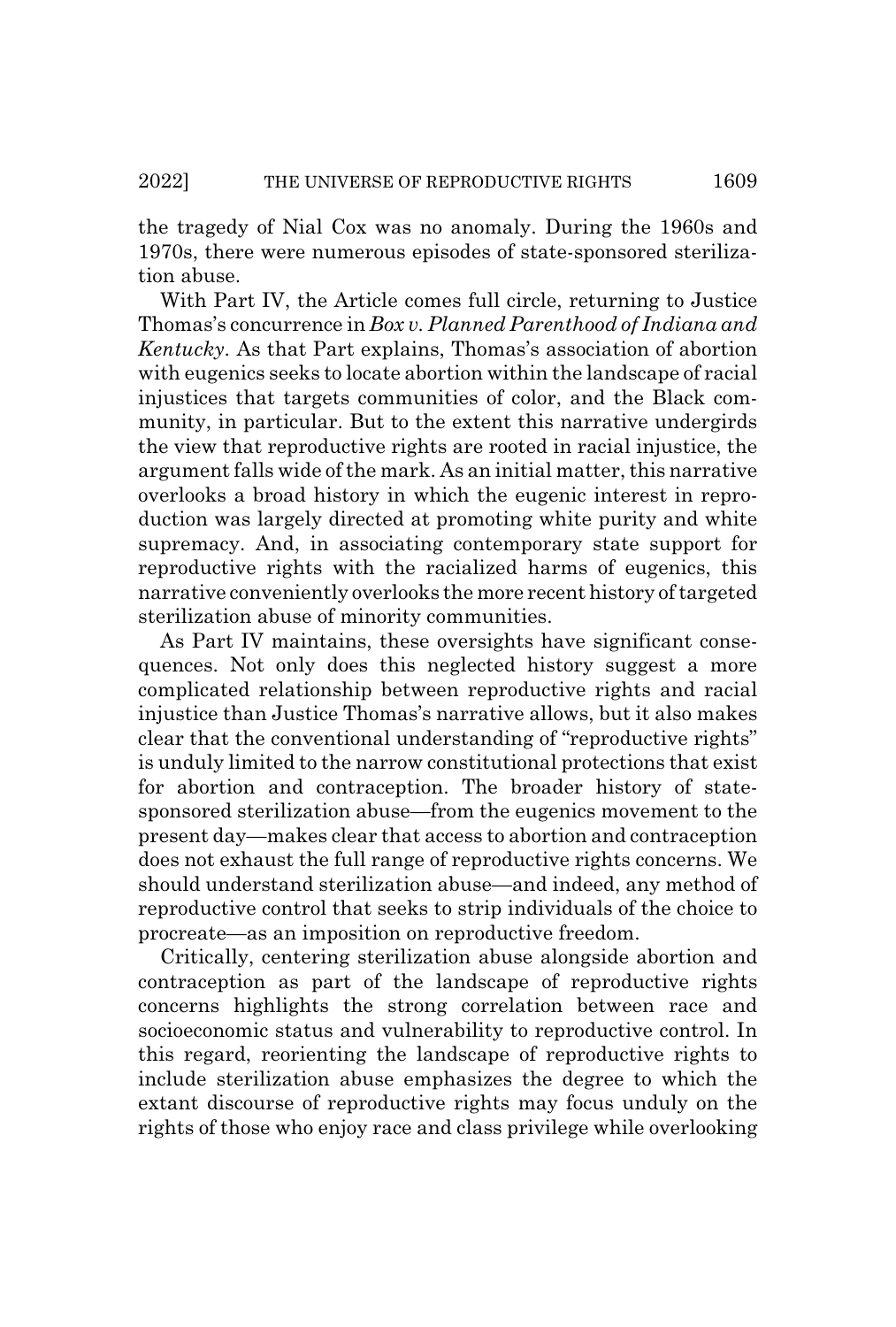the tragedy of Nial Cox was no anomaly. During the 1960s and 1970s, there were numerous episodes of state-sponsored sterilization abuse.

With Part IV, the Article comes full circle, returning to Justice Thomas's concurrence in *Box v. Planned Parenthood of Indiana and Kentucky*. As that Part explains, Thomas's association of abortion with eugenics seeks to locate abortion within the landscape of racial injustices that targets communities of color, and the Black community, in particular. But to the extent this narrative undergirds the view that reproductive rights are rooted in racial injustice, the argument falls wide of the mark. As an initial matter, this narrative overlooks a broad history in which the eugenic interest in reproduction was largely directed at promoting white purity and white supremacy. And, in associating contemporary state support for reproductive rights with the racialized harms of eugenics, this narrative conveniently overlooks the more recent history of targeted sterilization abuse of minority communities.

As Part IV maintains, these oversights have significant consequences. Not only does this neglected history suggest a more complicated relationship between reproductive rights and racial injustice than Justice Thomas's narrative allows, but it also makes clear that the conventional understanding of "reproductive rights" is unduly limited to the narrow constitutional protections that exist for abortion and contraception. The broader history of state-sponsored sterilization abuse—from the eugenics movement to the present day—makes clear that access to abortion and contraception does not exhaust the full range of reproductive rights concerns. We should understand sterilization abuse—and indeed, any method of reproductive control that seeks to strip individuals of the choice to procreate—as an imposition on reproductive freedom.

Critically, centering sterilization abuse alongside abortion and contraception as part of the landscape of reproductive rights concerns highlights the strong correlation between race and socioeconomic status and vulnerability to reproductive control. In this regard, reorienting the landscape of reproductive rights to include sterilization abuse emphasizes the degree to which the extant discourse of reproductive rights may focus unduly on the rights of those who enjoy race and class privilege while overlooking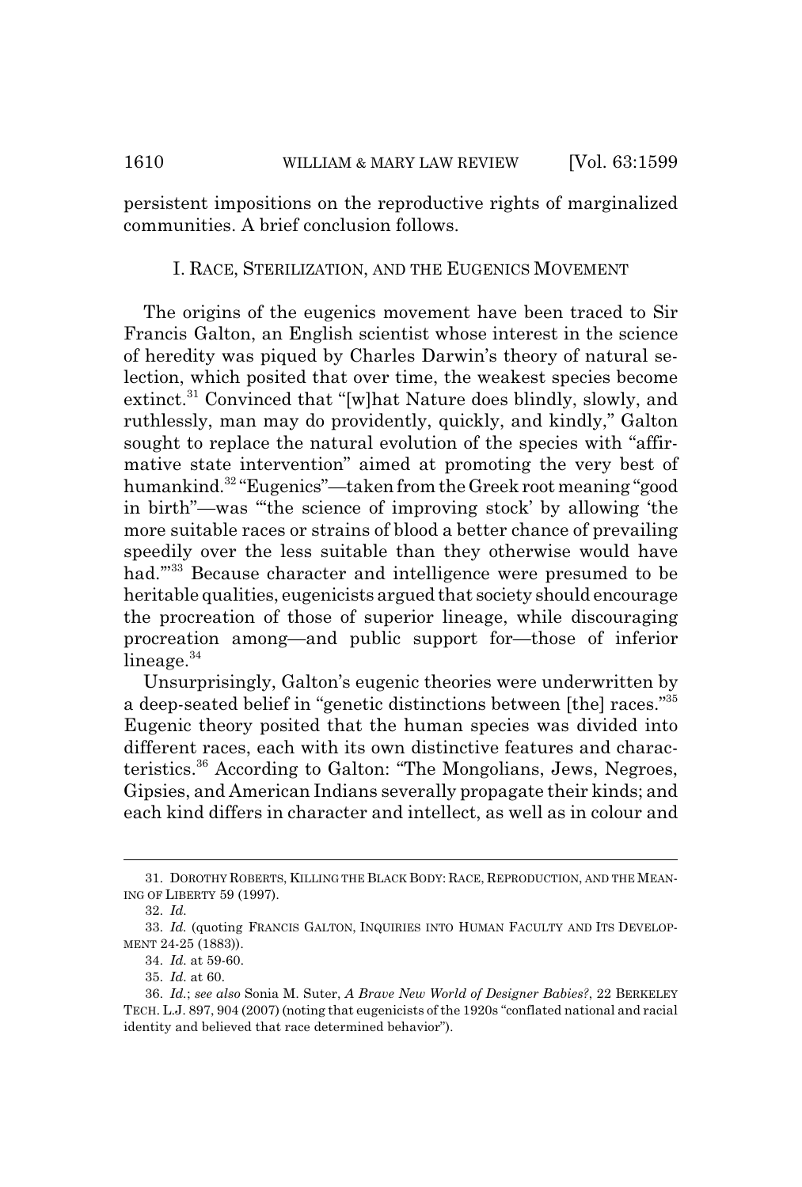persistent impositions on the reproductive rights of marginalized communities. A brief conclusion follows.

## I. RACE, STERILIZATION, AND THE EUGENICS MOVEMENT

The origins of the eugenics movement have been traced to Sir Francis Galton, an English scientist whose interest in the science of heredity was piqued by Charles Darwin's theory of natural selection, which posited that over time, the weakest species become extinct.[31] Convinced that "[w]hat Nature does blindly, slowly, and ruthlessly, man may do providently, quickly, and kindly," Galton sought to replace the natural evolution of the species with "affirmative state intervention" aimed at promoting the very best of humankind.[32] "Eugenics"—taken from the Greek root meaning "good in birth"—was "'the science of improving stock' by allowing 'the more suitable races or strains of blood a better chance of prevailing speedily over the less suitable than they otherwise would have had.'"[33] Because character and intelligence were presumed to be heritable qualities, eugenicists argued that society should encourage the procreation of those of superior lineage, while discouraging procreation among—and public support for—those of inferior lineage.[34]

Unsurprisingly, Galton's eugenic theories were underwritten by a deep-seated belief in "genetic distinctions between [the] races."[35] Eugenic theory posited that the human species was divided into different races, each with its own distinctive features and characteristics.[36] According to Galton: "The Mongolians, Jews, Negroes, Gipsies, and American Indians severally propagate their kinds; and each kind differs in character and intellect, as well as in colour and

---

31. DOROTHY ROBERTS, KILLING THE BLACK BODY: RACE, REPRODUCTION, AND THE MEANING OF LIBERTY 59 (1997).

32. *Id.*

33. *Id.* (quoting FRANCIS GALTON, INQUIRIES INTO HUMAN FACULTY AND ITS DEVELOPMENT 24-25 (1883)).

34. *Id.* at 59-60.

35. *Id.* at 60.

36. *Id.*; *see also* Sonia M. Suter, *A Brave New World of Designer Babies?*, 22 BERKELEY TECH. L.J. 897, 904 (2007) (noting that eugenicists of the 1920s "conflated national and racial identity and believed that race determined behavior").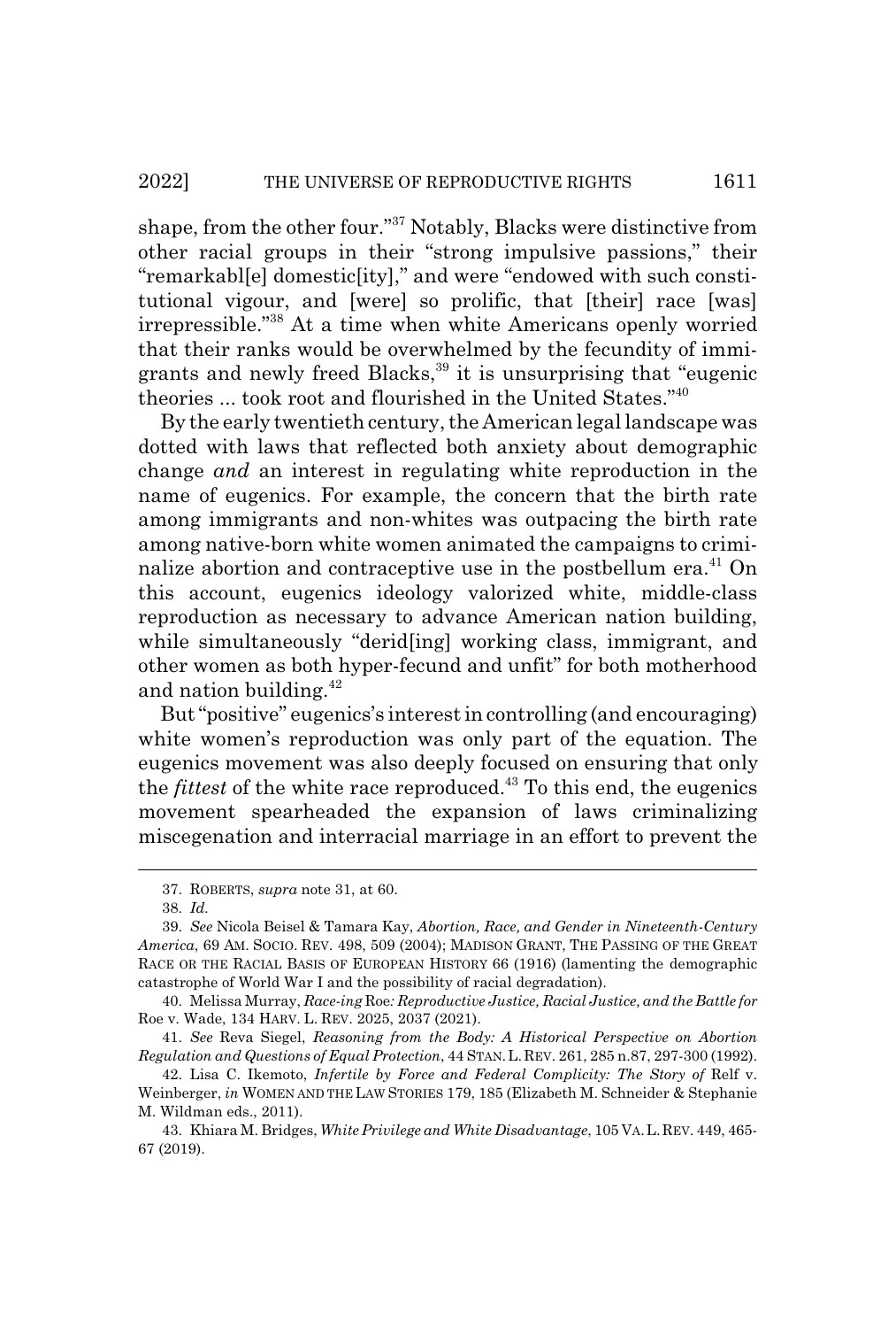shape, from the other four."[37] Notably, Blacks were distinctive from other racial groups in their "strong impulsive passions," their "remarkabl[e] domestic[ity]," and were "endowed with such constitutional vigour, and [were] so prolific, that [their] race [was] irrepressible."[38] At a time when white Americans openly worried that their ranks would be overwhelmed by the fecundity of immigrants and newly freed Blacks,[39] it is unsurprising that "eugenic theories ... took root and flourished in the United States."[40]

By the early twentieth century, the American legal landscape was dotted with laws that reflected both anxiety about demographic change *and* an interest in regulating white reproduction in the name of eugenics. For example, the concern that the birth rate among immigrants and non-whites was outpacing the birth rate among native-born white women animated the campaigns to criminalize abortion and contraceptive use in the postbellum era.[41] On this account, eugenics ideology valorized white, middle-class reproduction as necessary to advance American nation building, while simultaneously "derid[ing] working class, immigrant, and other women as both hyper-fecund and unfit" for both motherhood and nation building.[42]

But "positive" eugenics's interest in controlling (and encouraging) white women's reproduction was only part of the equation. The eugenics movement was also deeply focused on ensuring that only the *fittest* of the white race reproduced.[43] To this end, the eugenics movement spearheaded the expansion of laws criminalizing miscegenation and interracial marriage in an effort to prevent the

---

37. ROBERTS, *supra* note 31, at 60.

38. *Id.*

39. *See* Nicola Beisel & Tamara Kay, *Abortion, Race, and Gender in Nineteenth-Century America*, 69 AM. SOCIO. REV. 498, 509 (2004); MADISON GRANT, THE PASSING OF THE GREAT RACE OR THE RACIAL BASIS OF EUROPEAN HISTORY 66 (1916) (lamenting the demographic catastrophe of World War I and the possibility of racial degradation).

40. Melissa Murray, *Race-ing* Roe*: Reproductive Justice, Racial Justice, and the Battle for* Roe v. Wade, 134 HARV. L. REV. 2025, 2037 (2021).

41. *See* Reva Siegel, *Reasoning from the Body: A Historical Perspective on Abortion Regulation and Questions of Equal Protection*, 44 STAN. L. REV. 261, 285 n.87, 297-300 (1992).

42. Lisa C. Ikemoto, *Infertile by Force and Federal Complicity: The Story of* Relf v. Weinberger, *in* WOMEN AND THE LAW STORIES 179, 185 (Elizabeth M. Schneider & Stephanie M. Wildman eds., 2011).

43. Khiara M. Bridges, *White Privilege and White Disadvantage*, 105 VA. L. REV. 449, 465-67 (2019).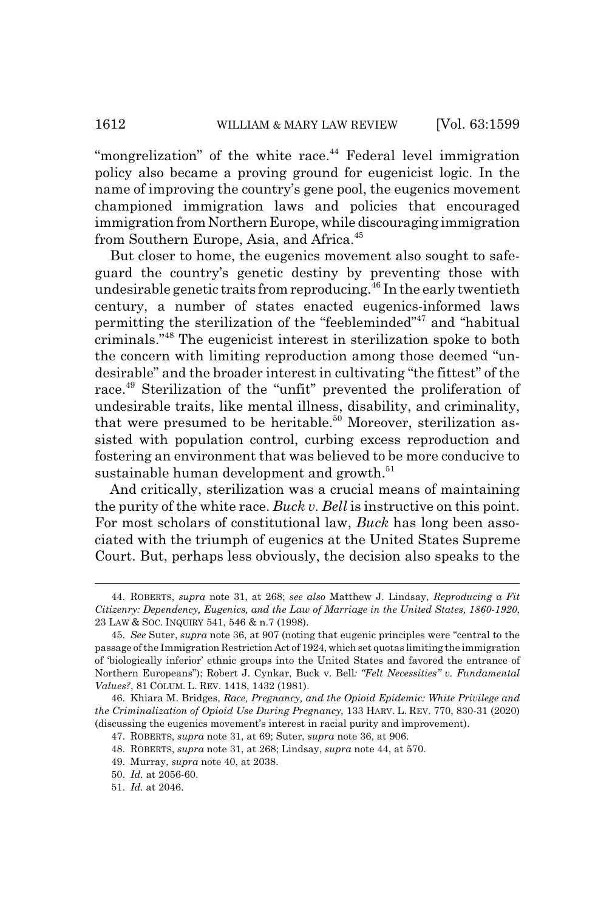"mongrelization" of the white race.[44] Federal level immigration policy also became a proving ground for eugenicist logic. In the name of improving the country's gene pool, the eugenics movement championed immigration laws and policies that encouraged immigration from Northern Europe, while discouraging immigration from Southern Europe, Asia, and Africa.[45]

But closer to home, the eugenics movement also sought to safeguard the country's genetic destiny by preventing those with undesirable genetic traits from reproducing.[46] In the early twentieth century, a number of states enacted eugenics-informed laws permitting the sterilization of the "feebleminded"[47] and "habitual criminals."[48] The eugenicist interest in sterilization spoke to both the concern with limiting reproduction among those deemed "undesirable" and the broader interest in cultivating "the fittest" of the race.[49] Sterilization of the "unfit" prevented the proliferation of undesirable traits, like mental illness, disability, and criminality, that were presumed to be heritable.[50] Moreover, sterilization assisted with population control, curbing excess reproduction and fostering an environment that was believed to be more conducive to sustainable human development and growth.[51]

And critically, sterilization was a crucial means of maintaining the purity of the white race. *Buck v. Bell* is instructive on this point. For most scholars of constitutional law, *Buck* has long been associated with the triumph of eugenics at the United States Supreme Court. But, perhaps less obviously, the decision also speaks to the

---

44. ROBERTS, *supra* note 31, at 268; *see also* Matthew J. Lindsay, *Reproducing a Fit Citizenry: Dependency, Eugenics, and the Law of Marriage in the United States, 1860-1920*, 23 LAW & SOC. INQUIRY 541, 546 & n.7 (1998).

45. *See* Suter, *supra* note 36, at 907 (noting that eugenic principles were "central to the passage of the Immigration Restriction Act of 1924, which set quotas limiting the immigration of 'biologically inferior' ethnic groups into the United States and favored the entrance of Northern Europeans"); Robert J. Cynkar, Buck v. Bell*: "Felt Necessities" v. Fundamental Values?*, 81 COLUM. L. REV. 1418, 1432 (1981).

46. Khiara M. Bridges, *Race, Pregnancy, and the Opioid Epidemic: White Privilege and the Criminalization of Opioid Use During Pregnancy*, 133 HARV. L. REV. 770, 830-31 (2020) (discussing the eugenics movement's interest in racial purity and improvement).

47. ROBERTS, *supra* note 31, at 69; Suter, *supra* note 36, at 906.

48. ROBERTS, *supra* note 31, at 268; Lindsay, *supra* note 44, at 570.

49. Murray, *supra* note 40, at 2038.

50. *Id.* at 2056-60.

51. *Id.* at 2046.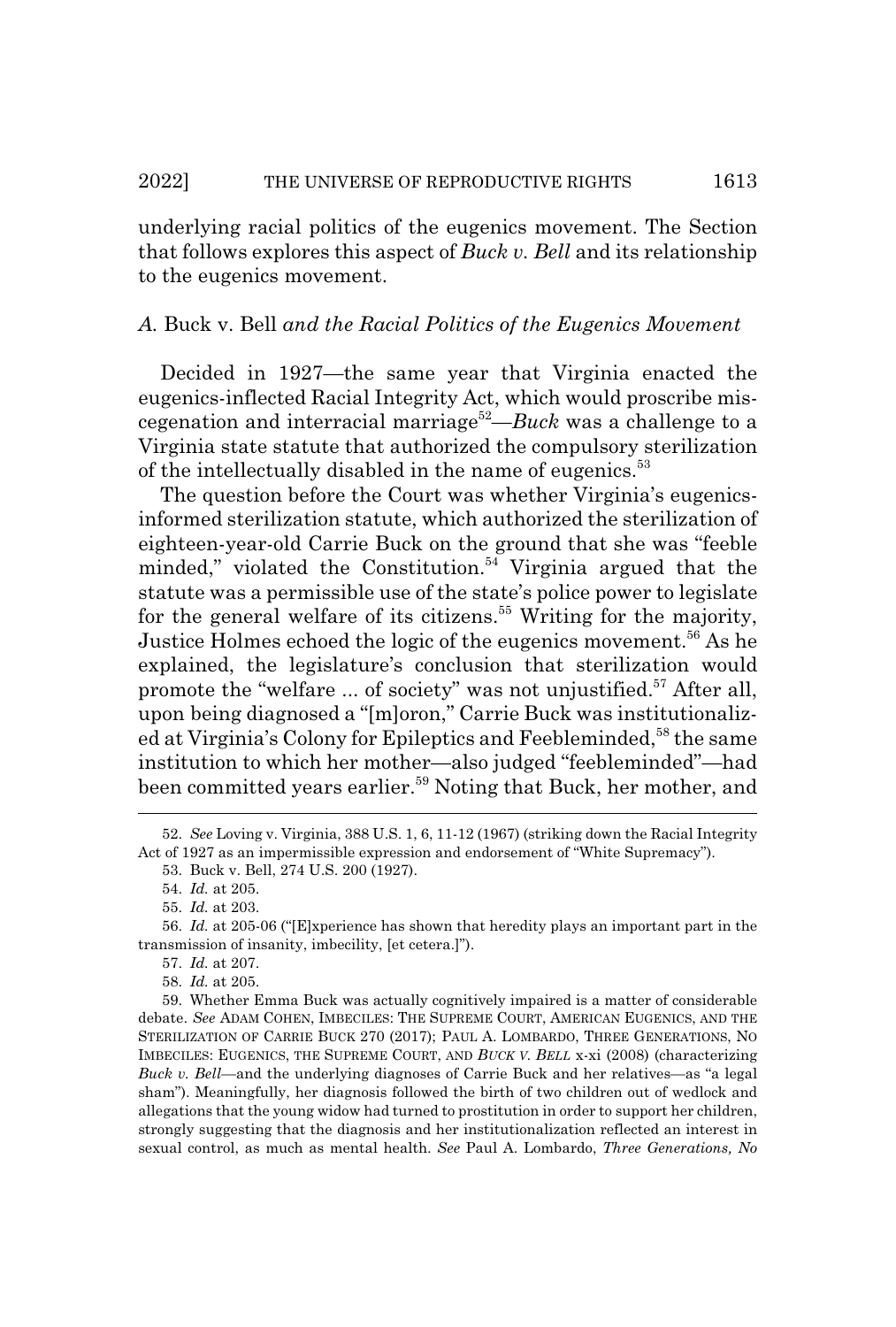underlying racial politics of the eugenics movement. The Section that follows explores this aspect of *Buck v. Bell* and its relationship to the eugenics movement.

### *A.* Buck v. Bell *and the Racial Politics of the Eugenics Movement*

Decided in 1927—the same year that Virginia enacted the eugenics-inflected Racial Integrity Act, which would proscribe miscegenation and interracial marriage[52]—*Buck* was a challenge to a Virginia state statute that authorized the compulsory sterilization of the intellectually disabled in the name of eugenics.[53]

The question before the Court was whether Virginia's eugenics-informed sterilization statute, which authorized the sterilization of eighteen-year-old Carrie Buck on the ground that she was "feeble minded," violated the Constitution.[54] Virginia argued that the statute was a permissible use of the state's police power to legislate for the general welfare of its citizens.[55] Writing for the majority, Justice Holmes echoed the logic of the eugenics movement.[56] As he explained, the legislature's conclusion that sterilization would promote the "welfare ... of society" was not unjustified.[57] After all, upon being diagnosed a "[m]oron," Carrie Buck was institutionalized at Virginia's Colony for Epileptics and Feebleminded,[58] the same institution to which her mother—also judged "feebleminded"—had been committed years earlier.[59] Noting that Buck, her mother, and

---

52. *See* Loving v. Virginia, 388 U.S. 1, 6, 11-12 (1967) (striking down the Racial Integrity Act of 1927 as an impermissible expression and endorsement of "White Supremacy").

53. Buck v. Bell, 274 U.S. 200 (1927).

54. *Id.* at 205.

55. *Id.* at 203.

56. *Id.* at 205-06 ("[E]xperience has shown that heredity plays an important part in the transmission of insanity, imbecility, [et cetera.]").

57. *Id.* at 207.

58. *Id.* at 205.

59. Whether Emma Buck was actually cognitively impaired is a matter of considerable debate. *See* ADAM COHEN, IMBECILES: THE SUPREME COURT, AMERICAN EUGENICS, AND THE STERILIZATION OF CARRIE BUCK 270 (2017); PAUL A. LOMBARDO, THREE GENERATIONS, NO IMBECILES: EUGENICS, THE SUPREME COURT, AND *BUCK V. BELL* x-xi (2008) (characterizing *Buck v. Bell*—and the underlying diagnoses of Carrie Buck and her relatives—as "a legal sham"). Meaningfully, her diagnosis followed the birth of two children out of wedlock and allegations that the young widow had turned to prostitution in order to support her children, strongly suggesting that the diagnosis and her institutionalization reflected an interest in sexual control, as much as mental health. *See* Paul A. Lombardo, *Three Generations, No*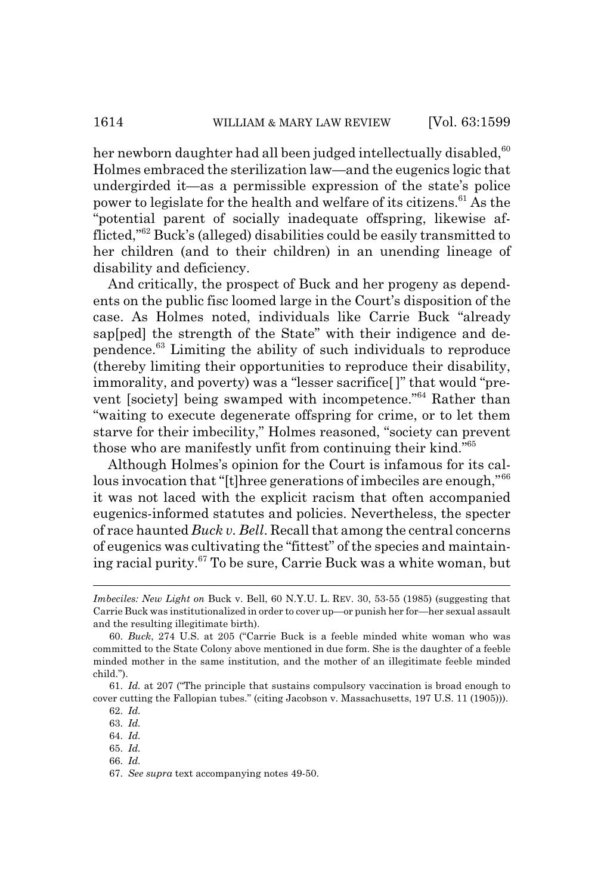her newborn daughter had all been judged intellectually disabled,[60] Holmes embraced the sterilization law—and the eugenics logic that undergirded it—as a permissible expression of the state's police power to legislate for the health and welfare of its citizens.[61] As the "potential parent of socially inadequate offspring, likewise afflicted,"[62] Buck's (alleged) disabilities could be easily transmitted to her children (and to their children) in an unending lineage of disability and deficiency.

And critically, the prospect of Buck and her progeny as dependents on the public fisc loomed large in the Court's disposition of the case. As Holmes noted, individuals like Carrie Buck "already sap[ped] the strength of the State" with their indigence and dependence.[63] Limiting the ability of such individuals to reproduce (thereby limiting their opportunities to reproduce their disability, immorality, and poverty) was a "lesser sacrifice[ ]" that would "prevent [society] being swamped with incompetence."[64] Rather than "waiting to execute degenerate offspring for crime, or to let them starve for their imbecility," Holmes reasoned, "society can prevent those who are manifestly unfit from continuing their kind."[65]

Although Holmes's opinion for the Court is infamous for its callous invocation that "[t]hree generations of imbeciles are enough,"[66] it was not laced with the explicit racism that often accompanied eugenics-informed statutes and policies. Nevertheless, the specter of race haunted *Buck v. Bell*. Recall that among the central concerns of eugenics was cultivating the "fittest" of the species and maintaining racial purity.[67] To be sure, Carrie Buck was a white woman, but

---

*Imbeciles: New Light on* Buck v. Bell, 60 N.Y.U. L. REV. 30, 53-55 (1985) (suggesting that Carrie Buck was institutionalized in order to cover up—or punish her for—her sexual assault and the resulting illegitimate birth).

60. *Buck*, 274 U.S. at 205 ("Carrie Buck is a feeble minded white woman who was committed to the State Colony above mentioned in due form. She is the daughter of a feeble minded mother in the same institution, and the mother of an illegitimate feeble minded child.").

61. *Id.* at 207 ("The principle that sustains compulsory vaccination is broad enough to cover cutting the Fallopian tubes." (citing Jacobson v. Massachusetts, 197 U.S. 11 (1905))).

62. *Id.*

63. *Id.*

64. *Id.*

65. *Id.*

66. *Id.*

67. *See supra* text accompanying notes 49-50.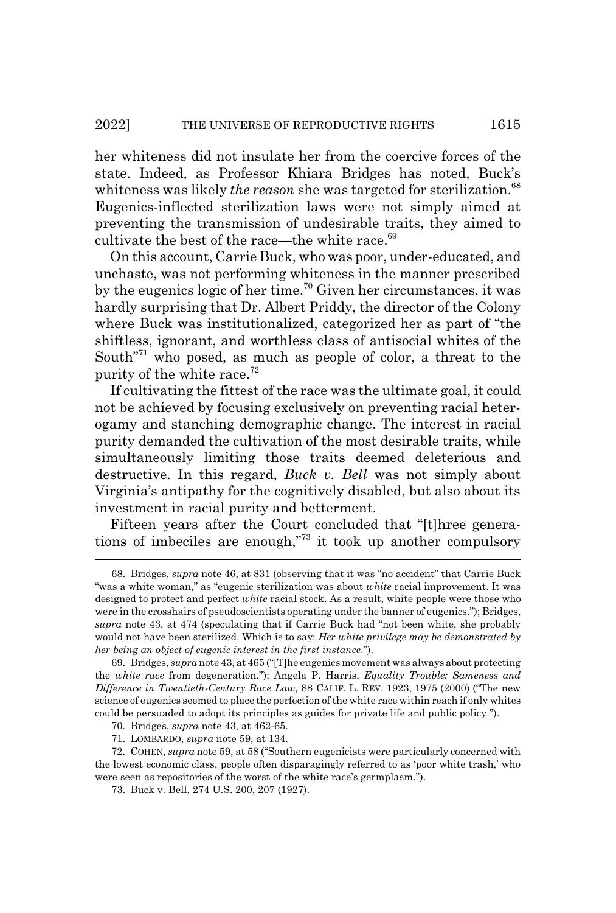her whiteness did not insulate her from the coercive forces of the state. Indeed, as Professor Khiara Bridges has noted, Buck's whiteness was likely *the reason* she was targeted for sterilization.[68] Eugenics-inflected sterilization laws were not simply aimed at preventing the transmission of undesirable traits, they aimed to cultivate the best of the race—the white race.[69]

On this account, Carrie Buck, who was poor, under-educated, and unchaste, was not performing whiteness in the manner prescribed by the eugenics logic of her time.[70] Given her circumstances, it was hardly surprising that Dr. Albert Priddy, the director of the Colony where Buck was institutionalized, categorized her as part of "the shiftless, ignorant, and worthless class of antisocial whites of the South"[71] who posed, as much as people of color, a threat to the purity of the white race.[72]

If cultivating the fittest of the race was the ultimate goal, it could not be achieved by focusing exclusively on preventing racial heterogamy and stanching demographic change. The interest in racial purity demanded the cultivation of the most desirable traits, while simultaneously limiting those traits deemed deleterious and destructive. In this regard, *Buck v. Bell* was not simply about Virginia's antipathy for the cognitively disabled, but also about its investment in racial purity and betterment.

Fifteen years after the Court concluded that "[t]hree generations of imbeciles are enough,"[73] it took up another compulsory

---

68. Bridges, *supra* note 46, at 831 (observing that it was "no accident" that Carrie Buck "was a white woman," as "eugenic sterilization was about *white* racial improvement. It was designed to protect and perfect *white* racial stock. As a result, white people were those who were in the crosshairs of pseudoscientists operating under the banner of eugenics."); Bridges, *supra* note 43, at 474 (speculating that if Carrie Buck had "not been white, she probably would not have been sterilized. Which is to say: *Her white privilege may be demonstrated by her being an object of eugenic interest in the first instance*.").

69. Bridges, *supra* note 43, at 465 ("[T]he eugenics movement was always about protecting the *white race* from degeneration."); Angela P. Harris, *Equality Trouble: Sameness and Difference in Twentieth-Century Race Law*, 88 CALIF. L. REV. 1923, 1975 (2000) ("The new science of eugenics seemed to place the perfection of the white race within reach if only whites could be persuaded to adopt its principles as guides for private life and public policy.").

70. Bridges, *supra* note 43, at 462-65.

71. LOMBARDO, *supra* note 59, at 134.

72. COHEN, *supra* note 59, at 58 ("Southern eugenicists were particularly concerned with the lowest economic class, people often disparagingly referred to as 'poor white trash,' who were seen as repositories of the worst of the white race's germplasm.").

73. Buck v. Bell, 274 U.S. 200, 207 (1927).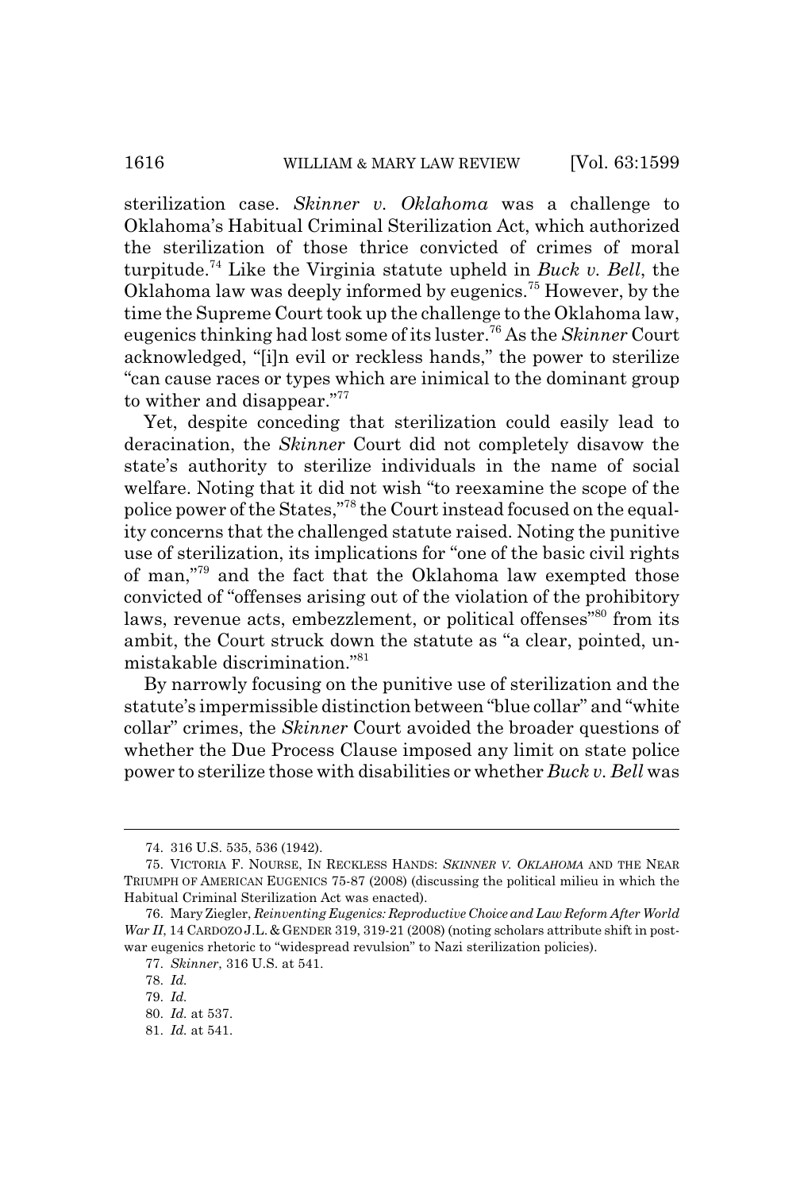sterilization case. *Skinner v. Oklahoma* was a challenge to Oklahoma's Habitual Criminal Sterilization Act, which authorized the sterilization of those thrice convicted of crimes of moral turpitude.[74] Like the Virginia statute upheld in *Buck v. Bell*, the Oklahoma law was deeply informed by eugenics.[75] However, by the time the Supreme Court took up the challenge to the Oklahoma law, eugenics thinking had lost some of its luster.[76] As the *Skinner* Court acknowledged, "[i]n evil or reckless hands," the power to sterilize "can cause races or types which are inimical to the dominant group to wither and disappear."[77]

Yet, despite conceding that sterilization could easily lead to deracination, the *Skinner* Court did not completely disavow the state's authority to sterilize individuals in the name of social welfare. Noting that it did not wish "to reexamine the scope of the police power of the States,"[78] the Court instead focused on the equality concerns that the challenged statute raised. Noting the punitive use of sterilization, its implications for "one of the basic civil rights of man,"[79] and the fact that the Oklahoma law exempted those convicted of "offenses arising out of the violation of the prohibitory laws, revenue acts, embezzlement, or political offenses"[80] from its ambit, the Court struck down the statute as "a clear, pointed, unmistakable discrimination."[81]

By narrowly focusing on the punitive use of sterilization and the statute's impermissible distinction between "blue collar" and "white collar" crimes, the *Skinner* Court avoided the broader questions of whether the Due Process Clause imposed any limit on state police power to sterilize those with disabilities or whether *Buck v. Bell* was

---

74. 316 U.S. 535, 536 (1942).

75. VICTORIA F. NOURSE, IN RECKLESS HANDS: *SKINNER V. OKLAHOMA* AND THE NEAR TRIUMPH OF AMERICAN EUGENICS 75-87 (2008) (discussing the political milieu in which the Habitual Criminal Sterilization Act was enacted).

76. Mary Ziegler, *Reinventing Eugenics: Reproductive Choice and Law Reform After World War II*, 14 CARDOZO J.L. & GENDER 319, 319-21 (2008) (noting scholars attribute shift in post-war eugenics rhetoric to "widespread revulsion" to Nazi sterilization policies).

77. *Skinner*, 316 U.S. at 541.

78. *Id.*

79. *Id.*

80. *Id.* at 537.

81. *Id.* at 541.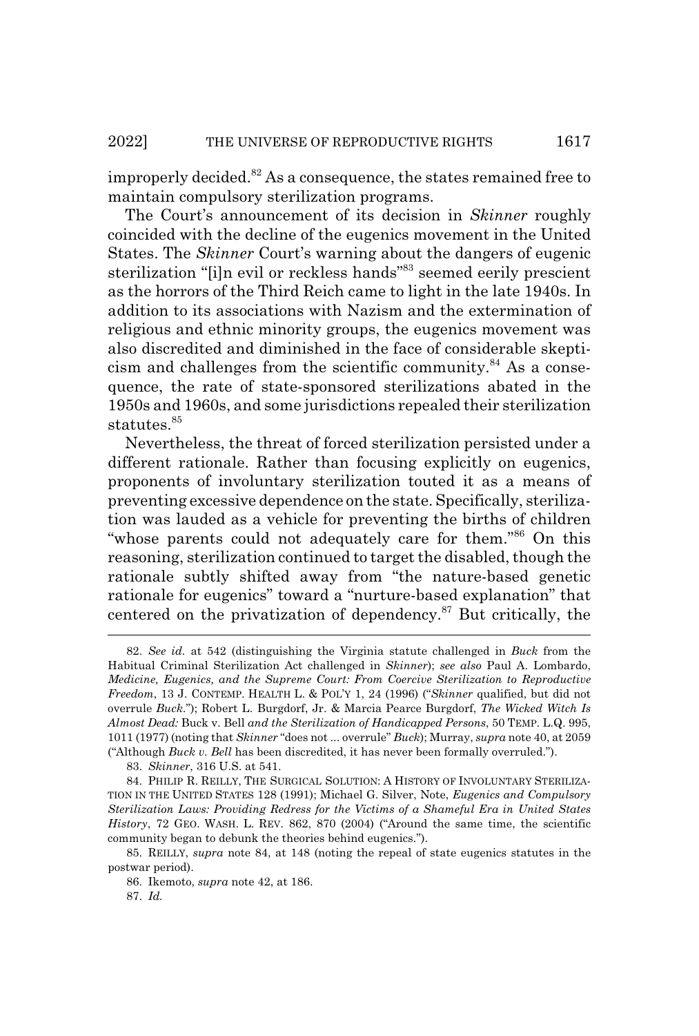improperly decided.[82] As a consequence, the states remained free to maintain compulsory sterilization programs.

The Court's announcement of its decision in *Skinner* roughly coincided with the decline of the eugenics movement in the United States. The *Skinner* Court's warning about the dangers of eugenic sterilization "[i]n evil or reckless hands"[83] seemed eerily prescient as the horrors of the Third Reich came to light in the late 1940s. In addition to its associations with Nazism and the extermination of religious and ethnic minority groups, the eugenics movement was also discredited and diminished in the face of considerable skepticism and challenges from the scientific community.[84] As a consequence, the rate of state-sponsored sterilizations abated in the 1950s and 1960s, and some jurisdictions repealed their sterilization statutes.[85]

Nevertheless, the threat of forced sterilization persisted under a different rationale. Rather than focusing explicitly on eugenics, proponents of involuntary sterilization touted it as a means of preventing excessive dependence on the state. Specifically, sterilization was lauded as a vehicle for preventing the births of children "whose parents could not adequately care for them."[86] On this reasoning, sterilization continued to target the disabled, though the rationale subtly shifted away from "the nature-based genetic rationale for eugenics" toward a "nurture-based explanation" that centered on the privatization of dependency.[87] But critically, the

---

82. *See id.* at 542 (distinguishing the Virginia statute challenged in *Buck* from the Habitual Criminal Sterilization Act challenged in *Skinner*); *see also* Paul A. Lombardo, *Medicine, Eugenics, and the Supreme Court: From Coercive Sterilization to Reproductive Freedom*, 13 J. CONTEMP. HEALTH L. & POL'Y 1, 24 (1996) ("*Skinner* qualified, but did not overrule *Buck*."); Robert L. Burgdorf, Jr. & Marcia Pearce Burgdorf, *The Wicked Witch Is Almost Dead:* Buck v. Bell *and the Sterilization of Handicapped Persons*, 50 TEMP. L.Q. 995, 1011 (1977) (noting that *Skinner* "does not ... overrule" *Buck*); Murray, *supra* note 40, at 2059 ("Although *Buck v. Bell* has been discredited, it has never been formally overruled.").

83. *Skinner*, 316 U.S. at 541.

84. PHILIP R. REILLY, THE SURGICAL SOLUTION: A HISTORY OF INVOLUNTARY STERILIZATION IN THE UNITED STATES 128 (1991); Michael G. Silver, Note, *Eugenics and Compulsory Sterilization Laws: Providing Redress for the Victims of a Shameful Era in United States History*, 72 GEO. WASH. L. REV. 862, 870 (2004) ("Around the same time, the scientific community began to debunk the theories behind eugenics.").

85. REILLY, *supra* note 84, at 148 (noting the repeal of state eugenics statutes in the postwar period).

86. Ikemoto, *supra* note 42, at 186.

87. *Id.*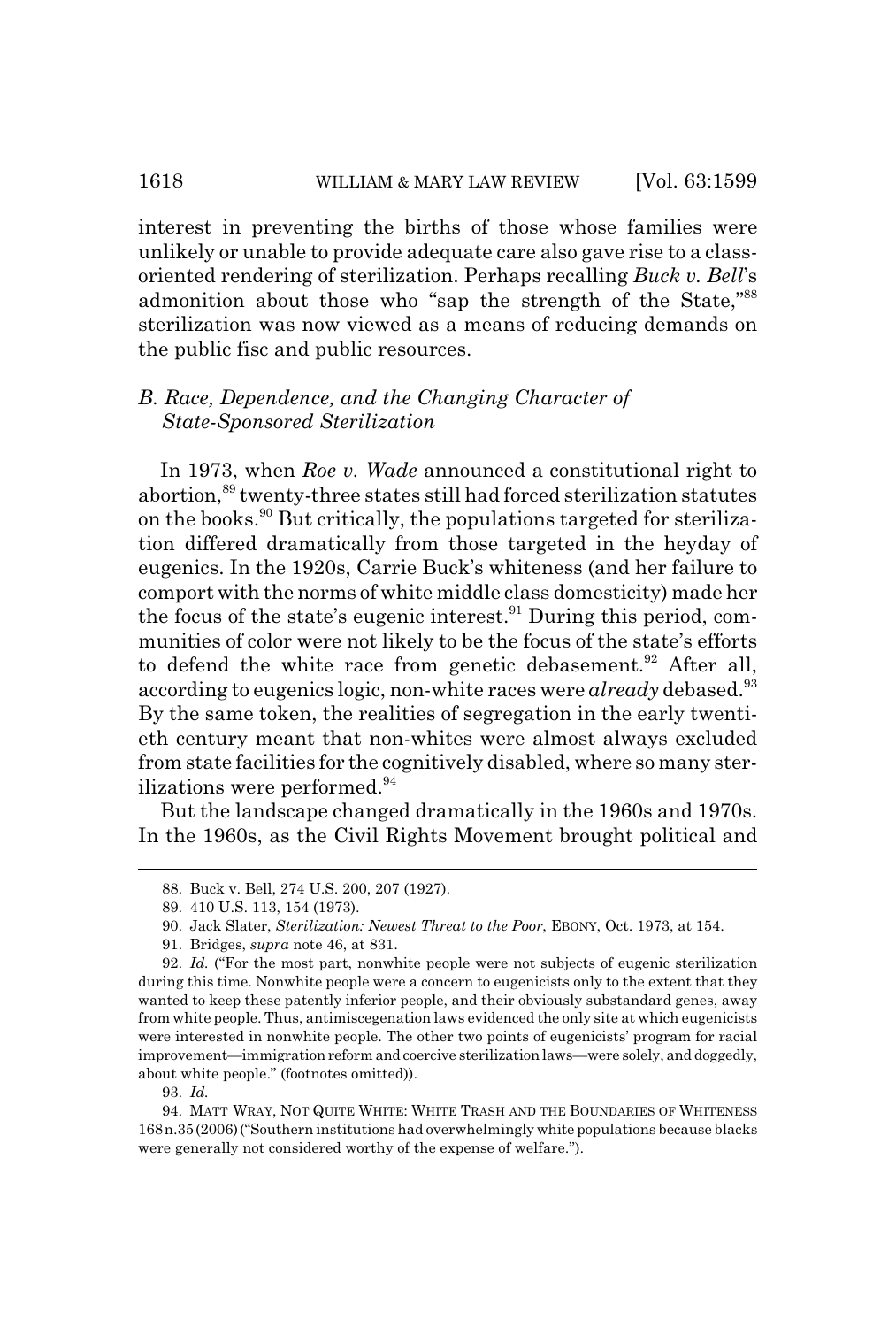interest in preventing the births of those whose families were unlikely or unable to provide adequate care also gave rise to a class-oriented rendering of sterilization. Perhaps recalling *Buck v. Bell*'s admonition about those who "sap the strength of the State,"[88] sterilization was now viewed as a means of reducing demands on the public fisc and public resources.

### *B. Race, Dependence, and the Changing Character of State-Sponsored Sterilization*

In 1973, when *Roe v. Wade* announced a constitutional right to abortion,[89] twenty-three states still had forced sterilization statutes on the books.[90] But critically, the populations targeted for sterilization differed dramatically from those targeted in the heyday of eugenics. In the 1920s, Carrie Buck's whiteness (and her failure to comport with the norms of white middle class domesticity) made her the focus of the state's eugenic interest.[91] During this period, communities of color were not likely to be the focus of the state's efforts to defend the white race from genetic debasement.[92] After all, according to eugenics logic, non-white races were *already* debased.[93] By the same token, the realities of segregation in the early twentieth century meant that non-whites were almost always excluded from state facilities for the cognitively disabled, where so many sterilizations were performed.[94]

But the landscape changed dramatically in the 1960s and 1970s. In the 1960s, as the Civil Rights Movement brought political and

---

88. Buck v. Bell, 274 U.S. 200, 207 (1927).

89. 410 U.S. 113, 154 (1973).

90. Jack Slater, *Sterilization: Newest Threat to the Poor*, EBONY, Oct. 1973, at 154.

91. Bridges, *supra* note 46, at 831.

92. *Id.* ("For the most part, nonwhite people were not subjects of eugenic sterilization during this time. Nonwhite people were a concern to eugenicists only to the extent that they wanted to keep these patently inferior people, and their obviously substandard genes, away from white people. Thus, antimiscegenation laws evidenced the only site at which eugenicists were interested in nonwhite people. The other two points of eugenicists' program for racial improvement—immigration reform and coercive sterilization laws—were solely, and doggedly, about white people." (footnotes omitted)).

93. *Id.*

94. MATT WRAY, NOT QUITE WHITE: WHITE TRASH AND THE BOUNDARIES OF WHITENESS 168 n.35 (2006) ("Southern institutions had overwhelmingly white populations because blacks were generally not considered worthy of the expense of welfare.").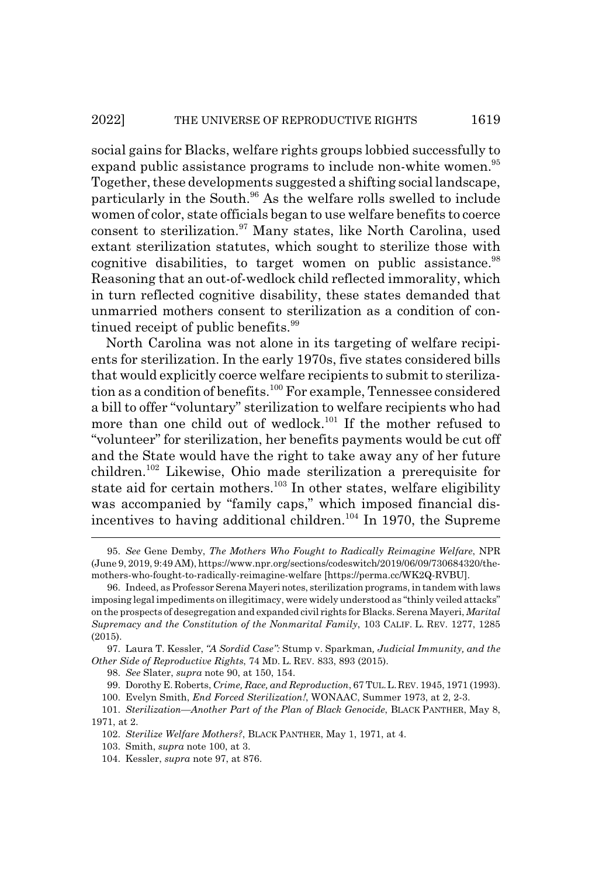social gains for Blacks, welfare rights groups lobbied successfully to expand public assistance programs to include non-white women.[95] Together, these developments suggested a shifting social landscape, particularly in the South.[96] As the welfare rolls swelled to include women of color, state officials began to use welfare benefits to coerce consent to sterilization.[97] Many states, like North Carolina, used extant sterilization statutes, which sought to sterilize those with cognitive disabilities, to target women on public assistance.[98] Reasoning that an out-of-wedlock child reflected immorality, which in turn reflected cognitive disability, these states demanded that unmarried mothers consent to sterilization as a condition of continued receipt of public benefits.[99]

North Carolina was not alone in its targeting of welfare recipients for sterilization. In the early 1970s, five states considered bills that would explicitly coerce welfare recipients to submit to sterilization as a condition of benefits.[100] For example, Tennessee considered a bill to offer "voluntary" sterilization to welfare recipients who had more than one child out of wedlock.[101] If the mother refused to "volunteer" for sterilization, her benefits payments would be cut off and the State would have the right to take away any of her future children.[102] Likewise, Ohio made sterilization a prerequisite for state aid for certain mothers.[103] In other states, welfare eligibility was accompanied by "family caps," which imposed financial disincentives to having additional children.[104] In 1970, the Supreme

---

95. *See* Gene Demby, *The Mothers Who Fought to Radically Reimagine Welfare*, NPR (June 9, 2019, 9:49 AM), https://www.npr.org/sections/codeswitch/2019/06/09/730684320/the-mothers-who-fought-to-radically-reimagine-welfare [https://perma.cc/WK2Q-RVBU].

96. Indeed, as Professor Serena Mayeri notes, sterilization programs, in tandem with laws imposing legal impediments on illegitimacy, were widely understood as "thinly veiled attacks" on the prospects of desegregation and expanded civil rights for Blacks. Serena Mayeri, *Marital Supremacy and the Constitution of the Nonmarital Family*, 103 CALIF. L. REV. 1277, 1285 (2015).

97. Laura T. Kessler, *"A Sordid Case":* Stump v. Sparkman*, Judicial Immunity, and the Other Side of Reproductive Rights*, 74 MD. L. REV. 833, 893 (2015).

98. *See* Slater, *supra* note 90, at 150, 154.

99. Dorothy E. Roberts, *Crime, Race, and Reproduction*, 67 TUL. L. REV. 1945, 1971 (1993).

100. Evelyn Smith, *End Forced Sterilization!*, WONAAC, Summer 1973, at 2, 2-3.

101. *Sterilization—Another Part of the Plan of Black Genocide*, BLACK PANTHER, May 8, 1971, at 2.

102. *Sterilize Welfare Mothers?*, BLACK PANTHER, May 1, 1971, at 4.

103. Smith, *supra* note 100, at 3.

104. Kessler, *supra* note 97, at 876.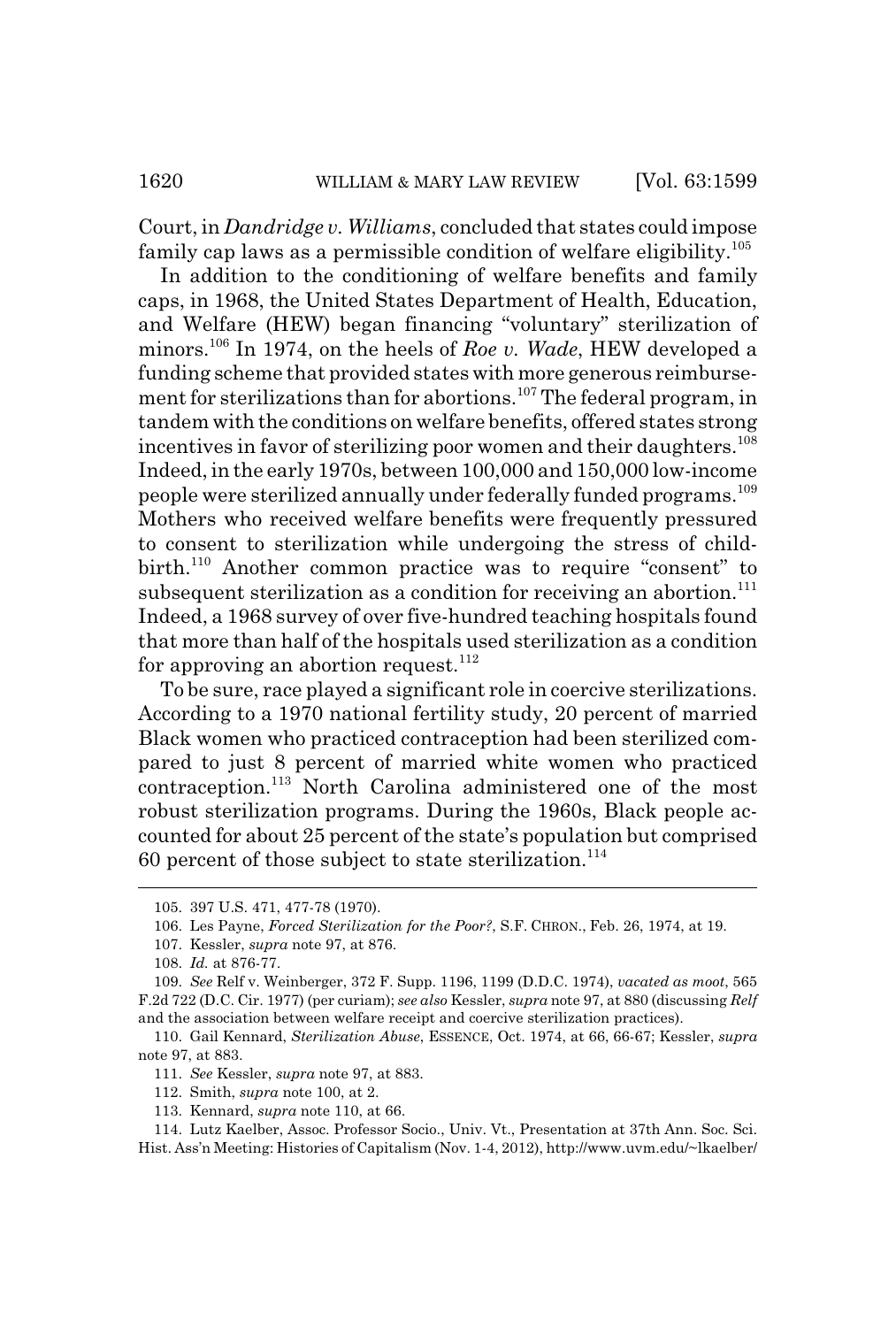Court, in *Dandridge v. Williams*, concluded that states could impose family cap laws as a permissible condition of welfare eligibility.[105]

In addition to the conditioning of welfare benefits and family caps, in 1968, the United States Department of Health, Education, and Welfare (HEW) began financing "voluntary" sterilization of minors.[106] In 1974, on the heels of *Roe v. Wade*, HEW developed a funding scheme that provided states with more generous reimbursement for sterilizations than for abortions.[107] The federal program, in tandem with the conditions on welfare benefits, offered states strong incentives in favor of sterilizing poor women and their daughters.[108] Indeed, in the early 1970s, between 100,000 and 150,000 low-income people were sterilized annually under federally funded programs.[109] Mothers who received welfare benefits were frequently pressured to consent to sterilization while undergoing the stress of childbirth.[110] Another common practice was to require "consent" to subsequent sterilization as a condition for receiving an abortion.[111] Indeed, a 1968 survey of over five-hundred teaching hospitals found that more than half of the hospitals used sterilization as a condition for approving an abortion request.[112]

To be sure, race played a significant role in coercive sterilizations. According to a 1970 national fertility study, 20 percent of married Black women who practiced contraception had been sterilized compared to just 8 percent of married white women who practiced contraception.[113] North Carolina administered one of the most robust sterilization programs. During the 1960s, Black people accounted for about 25 percent of the state's population but comprised 60 percent of those subject to state sterilization.[114]

---

105. 397 U.S. 471, 477-78 (1970).

106. Les Payne, *Forced Sterilization for the Poor?*, S.F. CHRON., Feb. 26, 1974, at 19.

107. Kessler, *supra* note 97, at 876.

108. *Id.* at 876-77.

109. *See* Relf v. Weinberger, 372 F. Supp. 1196, 1199 (D.D.C. 1974), *vacated as moot*, 565 F.2d 722 (D.C. Cir. 1977) (per curiam); *see also* Kessler, *supra* note 97, at 880 (discussing *Relf* and the association between welfare receipt and coercive sterilization practices).

110. Gail Kennard, *Sterilization Abuse*, ESSENCE, Oct. 1974, at 66, 66-67; Kessler, *supra* note 97, at 883.

111. *See* Kessler, *supra* note 97, at 883.

112. Smith, *supra* note 100, at 2.

113. Kennard, *supra* note 110, at 66.

114. Lutz Kaelber, Assoc. Professor Socio., Univ. Vt., Presentation at 37th Ann. Soc. Sci. Hist. Ass'n Meeting: Histories of Capitalism (Nov. 1-4, 2012), http://www.uvm.edu/~lkaelber/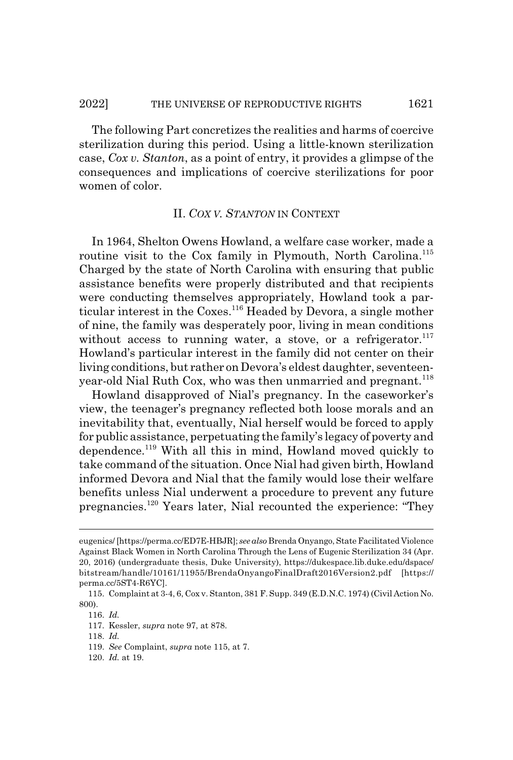The following Part concretizes the realities and harms of coercive sterilization during this period. Using a little-known sterilization case, *Cox v. Stanton*, as a point of entry, it provides a glimpse of the consequences and implications of coercive sterilizations for poor women of color.

## II. *COX V. STANTON* IN CONTEXT

In 1964, Shelton Owens Howland, a welfare case worker, made a routine visit to the Cox family in Plymouth, North Carolina.[115] Charged by the state of North Carolina with ensuring that public assistance benefits were properly distributed and that recipients were conducting themselves appropriately, Howland took a particular interest in the Coxes.[116] Headed by Devora, a single mother of nine, the family was desperately poor, living in mean conditions without access to running water, a stove, or a refrigerator.[117] Howland's particular interest in the family did not center on their living conditions, but rather on Devora's eldest daughter, seventeen-year-old Nial Ruth Cox, who was then unmarried and pregnant.[118]

Howland disapproved of Nial's pregnancy. In the caseworker's view, the teenager's pregnancy reflected both loose morals and an inevitability that, eventually, Nial herself would be forced to apply for public assistance, perpetuating the family's legacy of poverty and dependence.[119] With all this in mind, Howland moved quickly to take command of the situation. Once Nial had given birth, Howland informed Devora and Nial that the family would lose their welfare benefits unless Nial underwent a procedure to prevent any future pregnancies.[120] Years later, Nial recounted the experience: "They

---

eugenics/ [https://perma.cc/ED7E-HBJR]; *see also* Brenda Onyango, State Facilitated Violence Against Black Women in North Carolina Through the Lens of Eugenic Sterilization 34 (Apr. 20, 2016) (undergraduate thesis, Duke University), https://dukespace.lib.duke.edu/dspace/bitstream/handle/10161/11955/BrendaOnyangoFinalDraft2016Version2.pdf [https://perma.cc/5ST4-R6YC].

115. Complaint at 3-4, 6, Cox v. Stanton, 381 F. Supp. 349 (E.D.N.C. 1974) (Civil Action No. 800).

116. *Id.*

117. Kessler, *supra* note 97, at 878.

118. *Id.*

119. *See* Complaint, *supra* note 115, at 7.

120. *Id.* at 19.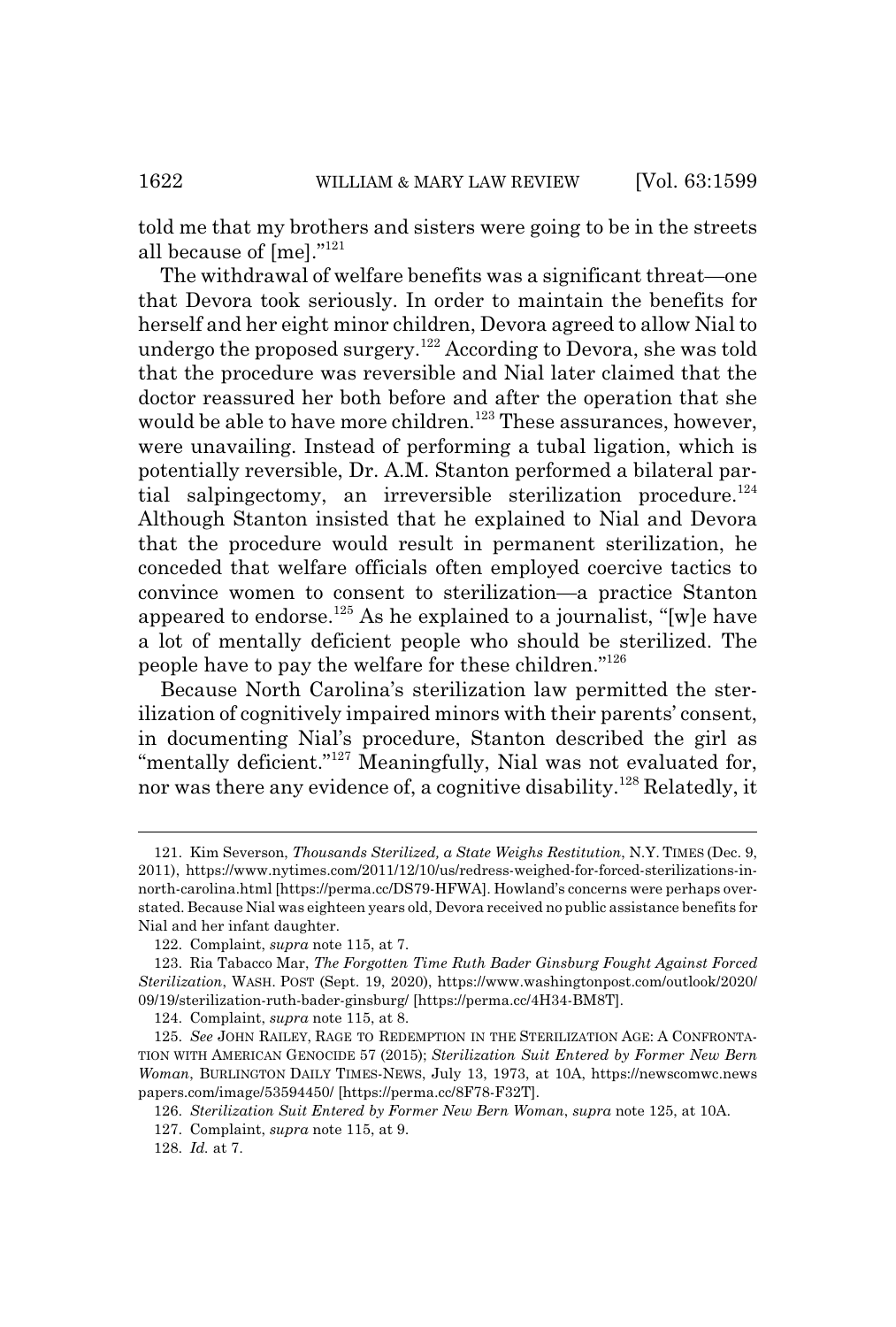told me that my brothers and sisters were going to be in the streets all because of [me]."[121]

The withdrawal of welfare benefits was a significant threat—one that Devora took seriously. In order to maintain the benefits for herself and her eight minor children, Devora agreed to allow Nial to undergo the proposed surgery.[122] According to Devora, she was told that the procedure was reversible and Nial later claimed that the doctor reassured her both before and after the operation that she would be able to have more children.[123] These assurances, however, were unavailing. Instead of performing a tubal ligation, which is potentially reversible, Dr. A.M. Stanton performed a bilateral partial salpingectomy, an irreversible sterilization procedure.[124] Although Stanton insisted that he explained to Nial and Devora that the procedure would result in permanent sterilization, he conceded that welfare officials often employed coercive tactics to convince women to consent to sterilization—a practice Stanton appeared to endorse.[125] As he explained to a journalist, "[w]e have a lot of mentally deficient people who should be sterilized. The people have to pay the welfare for these children."[126]

Because North Carolina's sterilization law permitted the sterilization of cognitively impaired minors with their parents' consent, in documenting Nial's procedure, Stanton described the girl as "mentally deficient."[127] Meaningfully, Nial was not evaluated for, nor was there any evidence of, a cognitive disability.[128] Relatedly, it

---

121. Kim Severson, *Thousands Sterilized, a State Weighs Restitution*, N.Y. TIMES (Dec. 9, 2011), https://www.nytimes.com/2011/12/10/us/redress-weighed-for-forced-sterilizations-in-north-carolina.html [https://perma.cc/DS79-HFWA]. Howland's concerns were perhaps overstated. Because Nial was eighteen years old, Devora received no public assistance benefits for Nial and her infant daughter.

122. Complaint, *supra* note 115, at 7.

123. Ria Tabacco Mar, *The Forgotten Time Ruth Bader Ginsburg Fought Against Forced Sterilization*, WASH. POST (Sept. 19, 2020), https://www.washingtonpost.com/outlook/2020/09/19/sterilization-ruth-bader-ginsburg/ [https://perma.cc/4H34-BM8T].

124. Complaint, *supra* note 115, at 8.

125. *See* JOHN RAILEY, RAGE TO REDEMPTION IN THE STERILIZATION AGE: A CONFRONTATION WITH AMERICAN GENOCIDE 57 (2015); *Sterilization Suit Entered by Former New Bern Woman*, BURLINGTON DAILY TIMES-NEWS, July 13, 1973, at 10A, https://newscomwc.newspapers.com/image/53594450/ [https://perma.cc/8F78-F32T].

126. *Sterilization Suit Entered by Former New Bern Woman*, *supra* note 125, at 10A.

127. Complaint, *supra* note 115, at 9.

128. *Id.* at 7.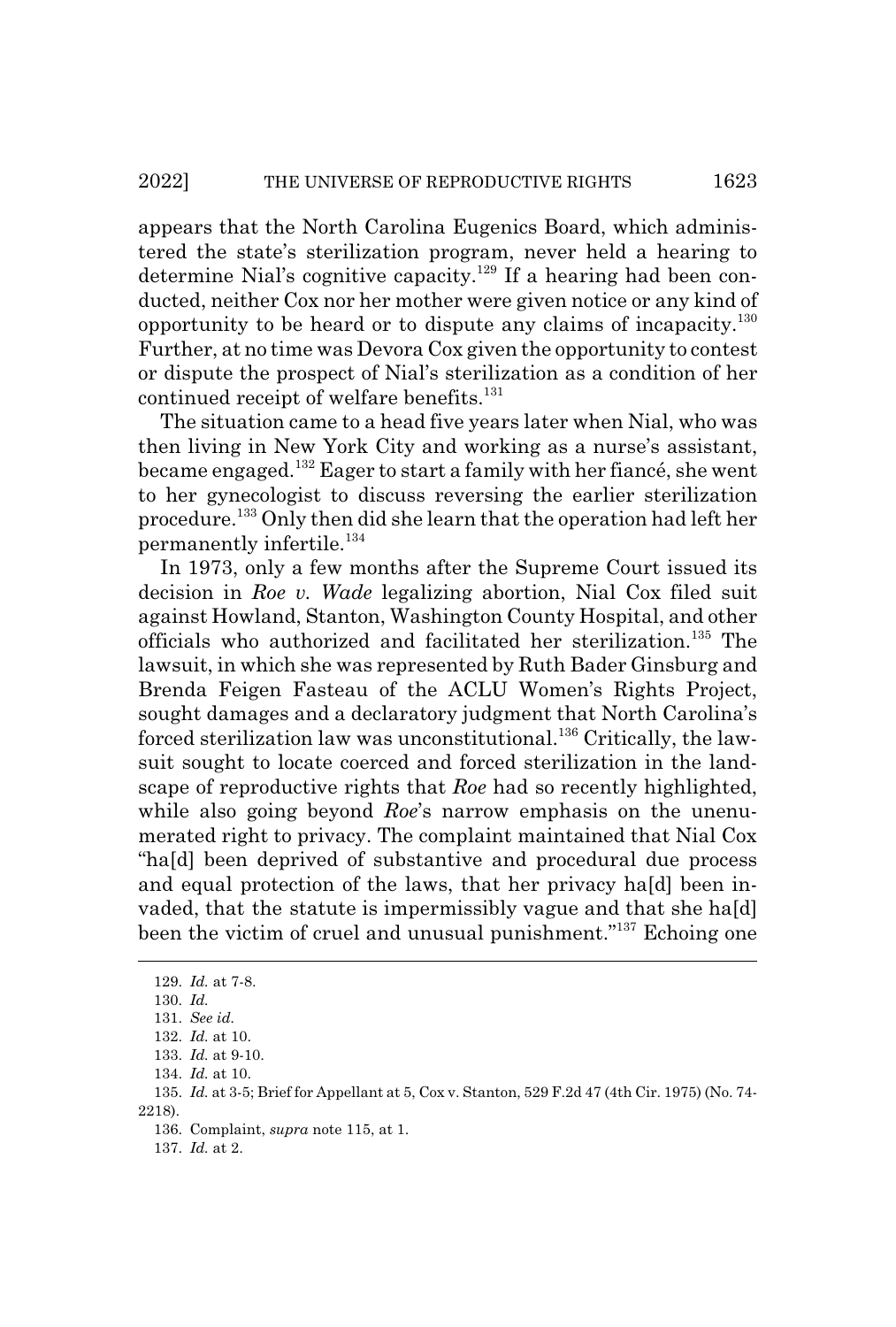appears that the North Carolina Eugenics Board, which administered the state's sterilization program, never held a hearing to determine Nial's cognitive capacity.[129] If a hearing had been conducted, neither Cox nor her mother were given notice or any kind of opportunity to be heard or to dispute any claims of incapacity.[130] Further, at no time was Devora Cox given the opportunity to contest or dispute the prospect of Nial's sterilization as a condition of her continued receipt of welfare benefits.[131]

The situation came to a head five years later when Nial, who was then living in New York City and working as a nurse's assistant, became engaged.[132] Eager to start a family with her fiancé, she went to her gynecologist to discuss reversing the earlier sterilization procedure.[133] Only then did she learn that the operation had left her permanently infertile.[134]

In 1973, only a few months after the Supreme Court issued its decision in *Roe v. Wade* legalizing abortion, Nial Cox filed suit against Howland, Stanton, Washington County Hospital, and other officials who authorized and facilitated her sterilization.[135] The lawsuit, in which she was represented by Ruth Bader Ginsburg and Brenda Feigen Fasteau of the ACLU Women's Rights Project, sought damages and a declaratory judgment that North Carolina's forced sterilization law was unconstitutional.[136] Critically, the lawsuit sought to locate coerced and forced sterilization in the landscape of reproductive rights that *Roe* had so recently highlighted, while also going beyond *Roe*'s narrow emphasis on the unenumerated right to privacy. The complaint maintained that Nial Cox "ha[d] been deprived of substantive and procedural due process and equal protection of the laws, that her privacy ha[d] been invaded, that the statute is impermissibly vague and that she ha[d] been the victim of cruel and unusual punishment."[137] Echoing one

---

129. *Id.* at 7-8.

130. *Id.*

131. *See id.*

132. *Id.* at 10.

133. *Id.* at 9-10.

134. *Id.* at 10.

135. *Id.* at 3-5; Brief for Appellant at 5, Cox v. Stanton, 529 F.2d 47 (4th Cir. 1975) (No. 74-2218).

136. Complaint, *supra* note 115, at 1.

137. *Id.* at 2.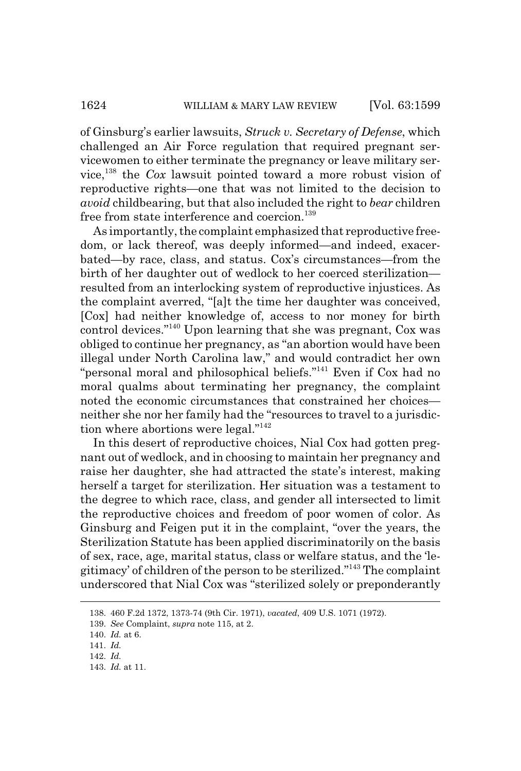of Ginsburg's earlier lawsuits, *Struck v. Secretary of Defense*, which challenged an Air Force regulation that required pregnant servicewomen to either terminate the pregnancy or leave military service,[138] the *Cox* lawsuit pointed toward a more robust vision of reproductive rights—one that was not limited to the decision to *avoid* childbearing, but that also included the right to *bear* children free from state interference and coercion.[139]

As importantly, the complaint emphasized that reproductive freedom, or lack thereof, was deeply informed—and indeed, exacerbated—by race, class, and status. Cox's circumstances—from the birth of her daughter out of wedlock to her coerced sterilization—resulted from an interlocking system of reproductive injustices. As the complaint averred, "[a]t the time her daughter was conceived, [Cox] had neither knowledge of, access to nor money for birth control devices."[140] Upon learning that she was pregnant, Cox was obliged to continue her pregnancy, as "an abortion would have been illegal under North Carolina law," and would contradict her own "personal moral and philosophical beliefs."[141] Even if Cox had no moral qualms about terminating her pregnancy, the complaint noted the economic circumstances that constrained her choices—neither she nor her family had the "resources to travel to a jurisdiction where abortions were legal."[142]

In this desert of reproductive choices, Nial Cox had gotten pregnant out of wedlock, and in choosing to maintain her pregnancy and raise her daughter, she had attracted the state's interest, making herself a target for sterilization. Her situation was a testament to the degree to which race, class, and gender all intersected to limit the reproductive choices and freedom of poor women of color. As Ginsburg and Feigen put it in the complaint, "over the years, the Sterilization Statute has been applied discriminatorily on the basis of sex, race, age, marital status, class or welfare status, and the 'legitimacy' of children of the person to be sterilized."[143] The complaint underscored that Nial Cox was "sterilized solely or preponderantly

---

138. 460 F.2d 1372, 1373-74 (9th Cir. 1971), *vacated*, 409 U.S. 1071 (1972).

139. *See* Complaint, *supra* note 115, at 2.

140. *Id.* at 6.

141. *Id.*

142. *Id.*

143. *Id.* at 11.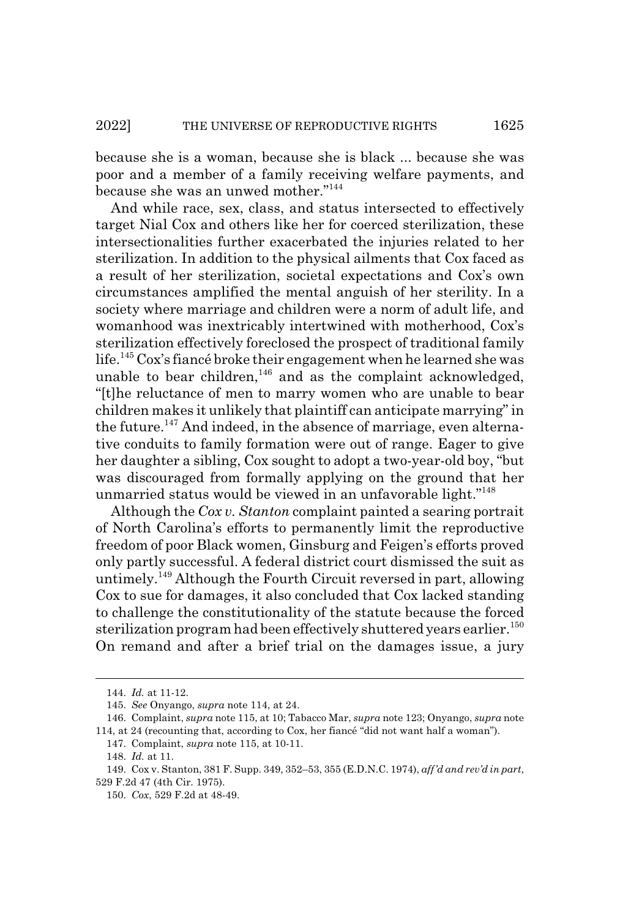because she is a woman, because she is black ... because she was poor and a member of a family receiving welfare payments, and because she was an unwed mother."[144]

And while race, sex, class, and status intersected to effectively target Nial Cox and others like her for coerced sterilization, these intersectionalities further exacerbated the injuries related to her sterilization. In addition to the physical ailments that Cox faced as a result of her sterilization, societal expectations and Cox's own circumstances amplified the mental anguish of her sterility. In a society where marriage and children were a norm of adult life, and womanhood was inextricably intertwined with motherhood, Cox's sterilization effectively foreclosed the prospect of traditional family life.[145] Cox's fiancé broke their engagement when he learned she was unable to bear children,[146] and as the complaint acknowledged, "[t]he reluctance of men to marry women who are unable to bear children makes it unlikely that plaintiff can anticipate marrying" in the future.[147] And indeed, in the absence of marriage, even alternative conduits to family formation were out of range. Eager to give her daughter a sibling, Cox sought to adopt a two-year-old boy, "but was discouraged from formally applying on the ground that her unmarried status would be viewed in an unfavorable light."[148]

Although the *Cox v. Stanton* complaint painted a searing portrait of North Carolina's efforts to permanently limit the reproductive freedom of poor Black women, Ginsburg and Feigen's efforts proved only partly successful. A federal district court dismissed the suit as untimely.[149] Although the Fourth Circuit reversed in part, allowing Cox to sue for damages, it also concluded that Cox lacked standing to challenge the constitutionality of the statute because the forced sterilization program had been effectively shuttered years earlier.[150] On remand and after a brief trial on the damages issue, a jury

---

144. *Id.* at 11-12.

145. *See* Onyango, *supra* note 114, at 24.

146. Complaint, *supra* note 115, at 10; Tabacco Mar, *supra* note 123; Onyango, *supra* note 114, at 24 (recounting that, according to Cox, her fiancé "did not want half a woman").

147. Complaint, *supra* note 115, at 10-11.

148. *Id.* at 11.

149. Cox v. Stanton, 381 F. Supp. 349, 352–53, 355 (E.D.N.C. 1974), *aff'd and rev'd in part*, 529 F.2d 47 (4th Cir. 1975).

150. *Cox*, 529 F.2d at 48-49.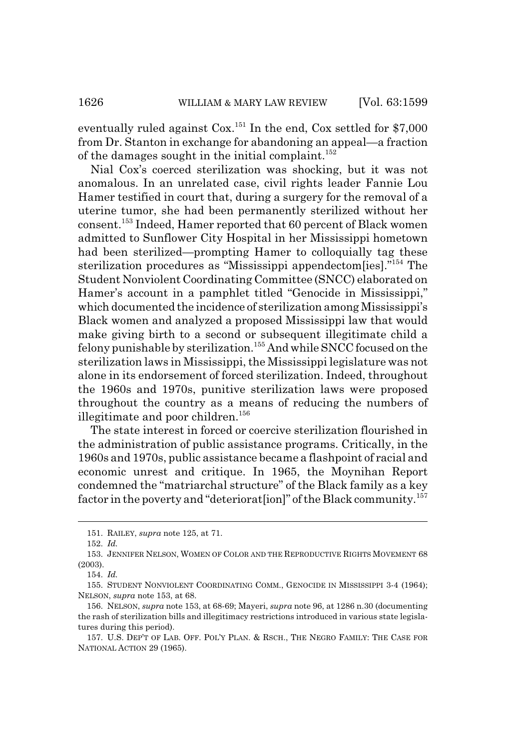eventually ruled against Cox.[151] In the end, Cox settled for $7,000 from Dr. Stanton in exchange for abandoning an appeal—a fraction of the damages sought in the initial complaint.[152]

Nial Cox's coerced sterilization was shocking, but it was not anomalous. In an unrelated case, civil rights leader Fannie Lou Hamer testified in court that, during a surgery for the removal of a uterine tumor, she had been permanently sterilized without her consent.[153] Indeed, Hamer reported that 60 percent of Black women admitted to Sunflower City Hospital in her Mississippi hometown had been sterilized—prompting Hamer to colloquially tag these sterilization procedures as "Mississippi appendectom[ies]."[154] The Student Nonviolent Coordinating Committee (SNCC) elaborated on Hamer's account in a pamphlet titled "Genocide in Mississippi," which documented the incidence of sterilization among Mississippi's Black women and analyzed a proposed Mississippi law that would make giving birth to a second or subsequent illegitimate child a felony punishable by sterilization.[155] And while SNCC focused on the sterilization laws in Mississippi, the Mississippi legislature was not alone in its endorsement of forced sterilization. Indeed, throughout the 1960s and 1970s, punitive sterilization laws were proposed throughout the country as a means of reducing the numbers of illegitimate and poor children.[156]

The state interest in forced or coercive sterilization flourished in the administration of public assistance programs. Critically, in the 1960s and 1970s, public assistance became a flashpoint of racial and economic unrest and critique. In 1965, the Moynihan Report condemned the "matriarchal structure" of the Black family as a key factor in the poverty and "deteriorat[ion]" of the Black community.[157]

---

151. RAILEY, *supra* note 125, at 71.

152. *Id.*

153. JENNIFER NELSON, WOMEN OF COLOR AND THE REPRODUCTIVE RIGHTS MOVEMENT 68 (2003).

154. *Id.*

155. STUDENT NONVIOLENT COORDINATING COMM., GENOCIDE IN MISSISSIPPI 3-4 (1964); NELSON, *supra* note 153, at 68.

156. NELSON, *supra* note 153, at 68-69; Mayeri, *supra* note 96, at 1286 n.30 (documenting the rash of sterilization bills and illegitimacy restrictions introduced in various state legislatures during this period).

157. U.S. DEP'T OF LAB. OFF. POL'Y PLAN. & RSCH., THE NEGRO FAMILY: THE CASE FOR NATIONAL ACTION 29 (1965).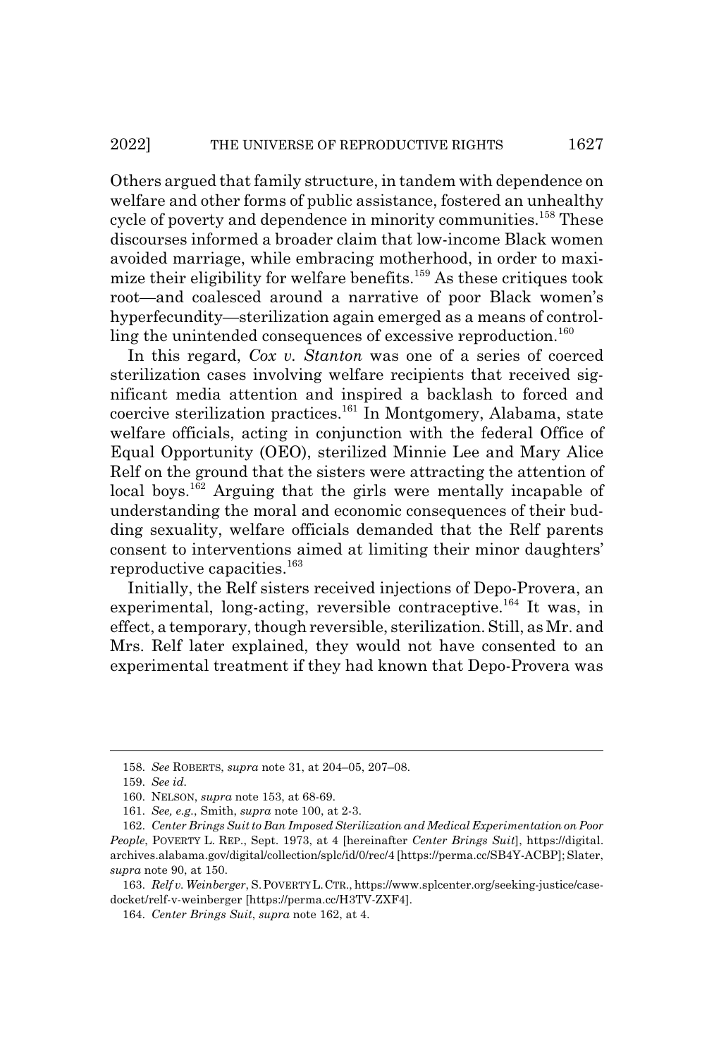Others argued that family structure, in tandem with dependence on welfare and other forms of public assistance, fostered an unhealthy cycle of poverty and dependence in minority communities.[158] These discourses informed a broader claim that low-income Black women avoided marriage, while embracing motherhood, in order to maximize their eligibility for welfare benefits.[159] As these critiques took root—and coalesced around a narrative of poor Black women's hyperfecundity—sterilization again emerged as a means of controlling the unintended consequences of excessive reproduction.[160]

In this regard, *Cox v. Stanton* was one of a series of coerced sterilization cases involving welfare recipients that received significant media attention and inspired a backlash to forced and coercive sterilization practices.[161] In Montgomery, Alabama, state welfare officials, acting in conjunction with the federal Office of Equal Opportunity (OEO), sterilized Minnie Lee and Mary Alice Relf on the ground that the sisters were attracting the attention of local boys.[162] Arguing that the girls were mentally incapable of understanding the moral and economic consequences of their budding sexuality, welfare officials demanded that the Relf parents consent to interventions aimed at limiting their minor daughters' reproductive capacities.[163]

Initially, the Relf sisters received injections of Depo-Provera, an experimental, long-acting, reversible contraceptive.[164] It was, in effect, a temporary, though reversible, sterilization. Still, as Mr. and Mrs. Relf later explained, they would not have consented to an experimental treatment if they had known that Depo-Provera was

---

158. *See* ROBERTS, *supra* note 31, at 204–05, 207–08.

159. *See id.*

160. NELSON, *supra* note 153, at 68-69.

161. *See, e.g.*, Smith, *supra* note 100, at 2-3.

162. *Center Brings Suit to Ban Imposed Sterilization and Medical Experimentation on Poor People*, POVERTY L. REP., Sept. 1973, at 4 [hereinafter *Center Brings Suit*], https://digital.archives.alabama.gov/digital/collection/splc/id/0/rec/4 [https://perma.cc/SB4Y-ACBP]; Slater, *supra* note 90, at 150.

163. *Relf v. Weinberger*, S. POVERTY L. CTR., https://www.splcenter.org/seeking-justice/case-docket/relf-v-weinberger [https://perma.cc/H3TV-ZXF4].

164. *Center Brings Suit*, *supra* note 162, at 4.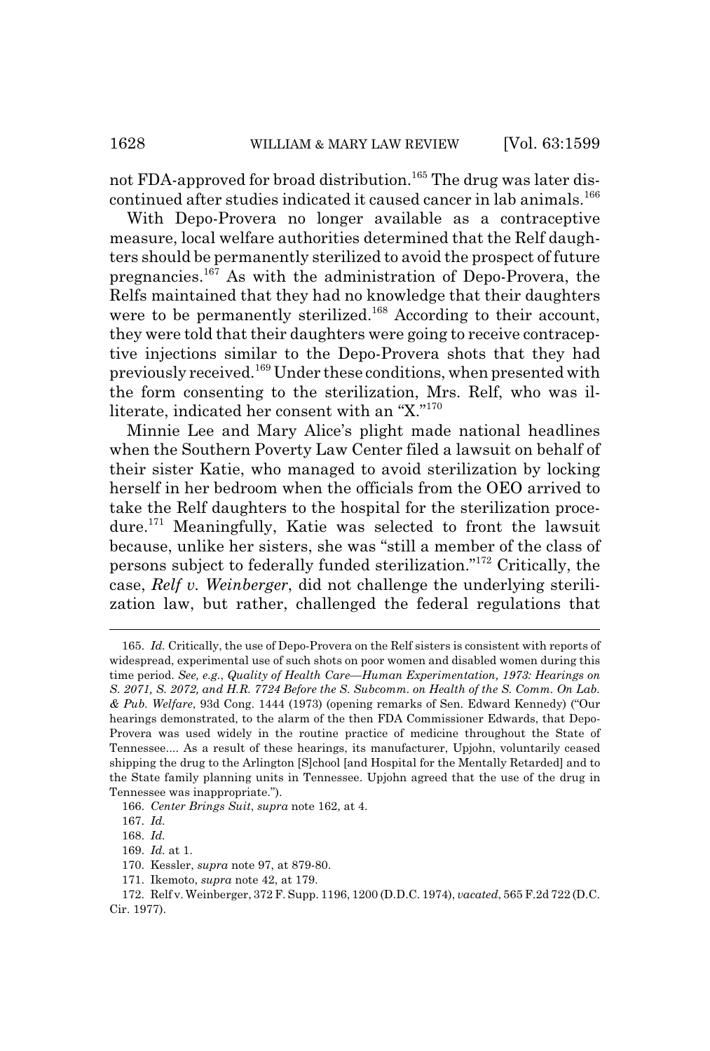not FDA-approved for broad distribution.[165] The drug was later discontinued after studies indicated it caused cancer in lab animals.[166]

With Depo-Provera no longer available as a contraceptive measure, local welfare authorities determined that the Relf daughters should be permanently sterilized to avoid the prospect of future pregnancies.[167] As with the administration of Depo-Provera, the Relfs maintained that they had no knowledge that their daughters were to be permanently sterilized.[168] According to their account, they were told that their daughters were going to receive contraceptive injections similar to the Depo-Provera shots that they had previously received.[169] Under these conditions, when presented with the form consenting to the sterilization, Mrs. Relf, who was illiterate, indicated her consent with an "X."[170]

Minnie Lee and Mary Alice's plight made national headlines when the Southern Poverty Law Center filed a lawsuit on behalf of their sister Katie, who managed to avoid sterilization by locking herself in her bedroom when the officials from the OEO arrived to take the Relf daughters to the hospital for the sterilization procedure.[171] Meaningfully, Katie was selected to front the lawsuit because, unlike her sisters, she was "still a member of the class of persons subject to federally funded sterilization."[172] Critically, the case, *Relf v. Weinberger*, did not challenge the underlying sterilization law, but rather, challenged the federal regulations that

---

165. *Id.* Critically, the use of Depo-Provera on the Relf sisters is consistent with reports of widespread, experimental use of such shots on poor women and disabled women during this time period. *See, e.g.*, *Quality of Health Care—Human Experimentation, 1973: Hearings on S. 2071, S. 2072, and H.R. 7724 Before the S. Subcomm. on Health of the S. Comm. On Lab. & Pub. Welfare*, 93d Cong. 1444 (1973) (opening remarks of Sen. Edward Kennedy) ("Our hearings demonstrated, to the alarm of the then FDA Commissioner Edwards, that Depo-Provera was used widely in the routine practice of medicine throughout the State of Tennessee.... As a result of these hearings, its manufacturer, Upjohn, voluntarily ceased shipping the drug to the Arlington [S]chool [and Hospital for the Mentally Retarded] and to the State family planning units in Tennessee. Upjohn agreed that the use of the drug in Tennessee was inappropriate.").

166. *Center Brings Suit*, *supra* note 162, at 4.

167. *Id.*

168. *Id.*

169. *Id.* at 1.

170. Kessler, *supra* note 97, at 879-80.

171. Ikemoto, *supra* note 42, at 179.

172. Relf v. Weinberger, 372 F. Supp. 1196, 1200 (D.D.C. 1974), *vacated*, 565 F.2d 722 (D.C. Cir. 1977).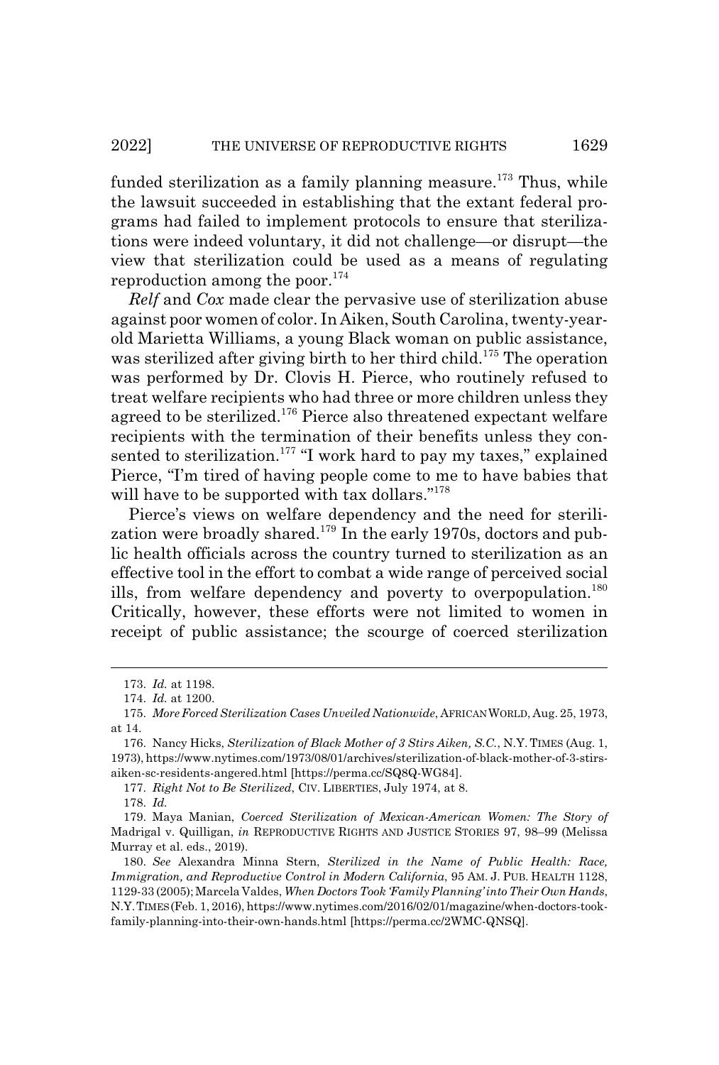funded sterilization as a family planning measure.[173] Thus, while the lawsuit succeeded in establishing that the extant federal programs had failed to implement protocols to ensure that sterilizations were indeed voluntary, it did not challenge—or disrupt—the view that sterilization could be used as a means of regulating reproduction among the poor.[174]

*Relf* and *Cox* made clear the pervasive use of sterilization abuse against poor women of color. In Aiken, South Carolina, twenty-year-old Marietta Williams, a young Black woman on public assistance, was sterilized after giving birth to her third child.[175] The operation was performed by Dr. Clovis H. Pierce, who routinely refused to treat welfare recipients who had three or more children unless they agreed to be sterilized.[176] Pierce also threatened expectant welfare recipients with the termination of their benefits unless they consented to sterilization.[177] "I work hard to pay my taxes," explained Pierce, "I'm tired of having people come to me to have babies that will have to be supported with tax dollars."[178]

Pierce's views on welfare dependency and the need for sterilization were broadly shared.[179] In the early 1970s, doctors and public health officials across the country turned to sterilization as an effective tool in the effort to combat a wide range of perceived social ills, from welfare dependency and poverty to overpopulation.[180] Critically, however, these efforts were not limited to women in receipt of public assistance; the scourge of coerced sterilization

---

173. *Id.* at 1198.

174. *Id.* at 1200.

175. *More Forced Sterilization Cases Unveiled Nationwide*, AFRICAN WORLD, Aug. 25, 1973, at 14.

176. Nancy Hicks, *Sterilization of Black Mother of 3 Stirs Aiken, S.C.*, N.Y. TIMES (Aug. 1, 1973), https://www.nytimes.com/1973/08/01/archives/sterilization-of-black-mother-of-3-stirs-aiken-sc-residents-angered.html [https://perma.cc/SQ8Q-WG84].

177. *Right Not to Be Sterilized*, CIV. LIBERTIES, July 1974, at 8.

178. *Id.*

179. Maya Manian, *Coerced Sterilization of Mexican-American Women: The Story of* Madrigal v. Quilligan, *in* REPRODUCTIVE RIGHTS AND JUSTICE STORIES 97, 98–99 (Melissa Murray et al. eds., 2019).

180. *See* Alexandra Minna Stern, *Sterilized in the Name of Public Health: Race, Immigration, and Reproductive Control in Modern California*, 95 AM. J. PUB. HEALTH 1128, 1129-33 (2005); Marcela Valdes, *When Doctors Took 'Family Planning' into Their Own Hands*, N.Y. TIMES (Feb. 1, 2016), https://www.nytimes.com/2016/02/01/magazine/when-doctors-took-family-planning-into-their-own-hands.html [https://perma.cc/2WMC-QNSQ].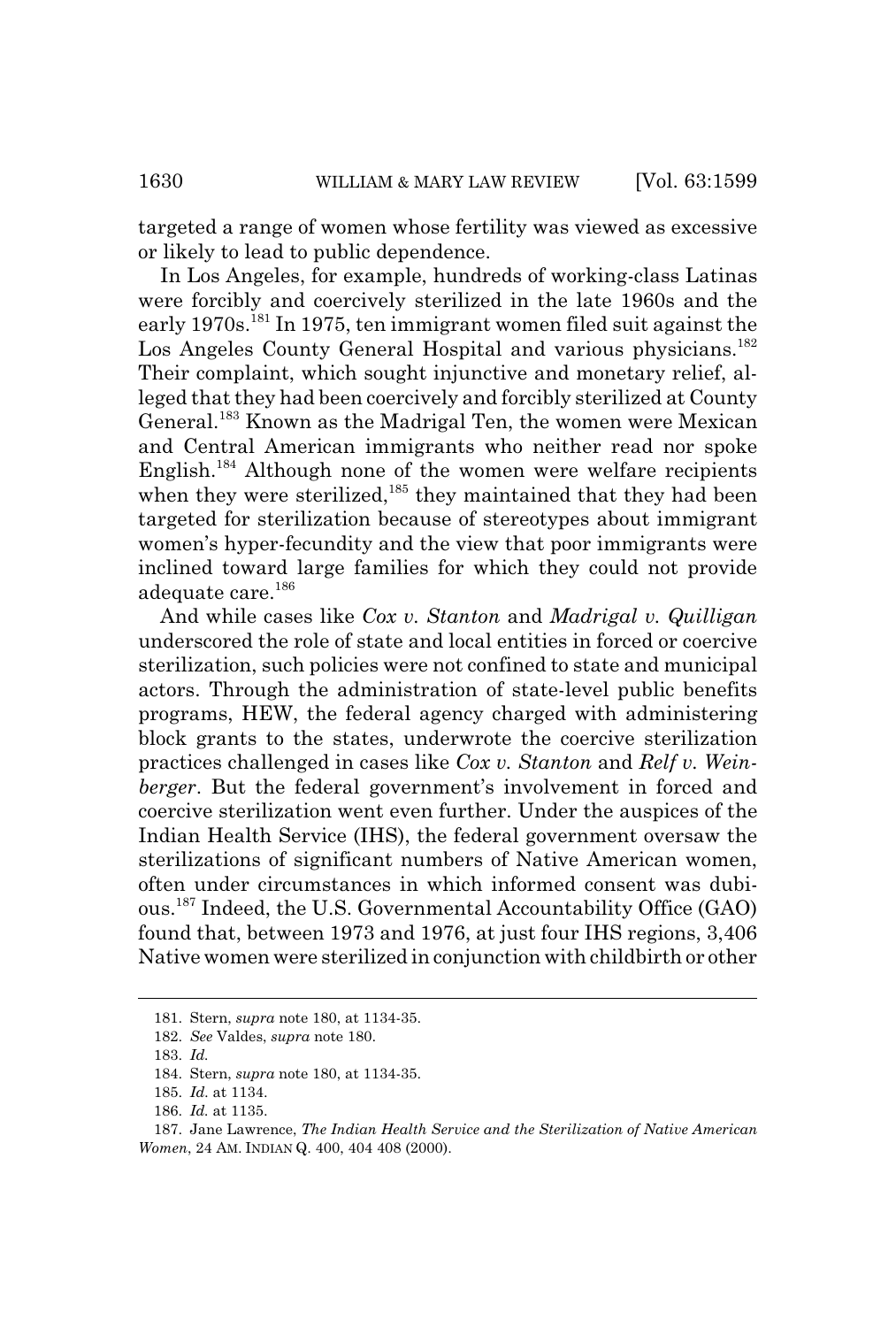targeted a range of women whose fertility was viewed as excessive or likely to lead to public dependence.

In Los Angeles, for example, hundreds of working-class Latinas were forcibly and coercively sterilized in the late 1960s and the early 1970s.[181] In 1975, ten immigrant women filed suit against the Los Angeles County General Hospital and various physicians.[182] Their complaint, which sought injunctive and monetary relief, alleged that they had been coercively and forcibly sterilized at County General.[183] Known as the Madrigal Ten, the women were Mexican and Central American immigrants who neither read nor spoke English.[184] Although none of the women were welfare recipients when they were sterilized,[185] they maintained that they had been targeted for sterilization because of stereotypes about immigrant women's hyper-fecundity and the view that poor immigrants were inclined toward large families for which they could not provide adequate care.[186]

And while cases like *Cox v. Stanton* and *Madrigal v. Quilligan* underscored the role of state and local entities in forced or coercive sterilization, such policies were not confined to state and municipal actors. Through the administration of state-level public benefits programs, HEW, the federal agency charged with administering block grants to the states, underwrote the coercive sterilization practices challenged in cases like *Cox v. Stanton* and *Relf v. Weinberger*. But the federal government's involvement in forced and coercive sterilization went even further. Under the auspices of the Indian Health Service (IHS), the federal government oversaw the sterilizations of significant numbers of Native American women, often under circumstances in which informed consent was dubious.[187] Indeed, the U.S. Governmental Accountability Office (GAO) found that, between 1973 and 1976, at just four IHS regions, 3,406 Native women were sterilized in conjunction with childbirth or other

---

181. Stern, *supra* note 180, at 1134-35.

182. *See* Valdes, *supra* note 180.

183. *Id.*

184. Stern, *supra* note 180, at 1134-35.

185. *Id.* at 1134.

186. *Id.* at 1135.

187. Jane Lawrence, *The Indian Health Service and the Sterilization of Native American Women*, 24 AM. INDIAN Q. 400, 404 408 (2000).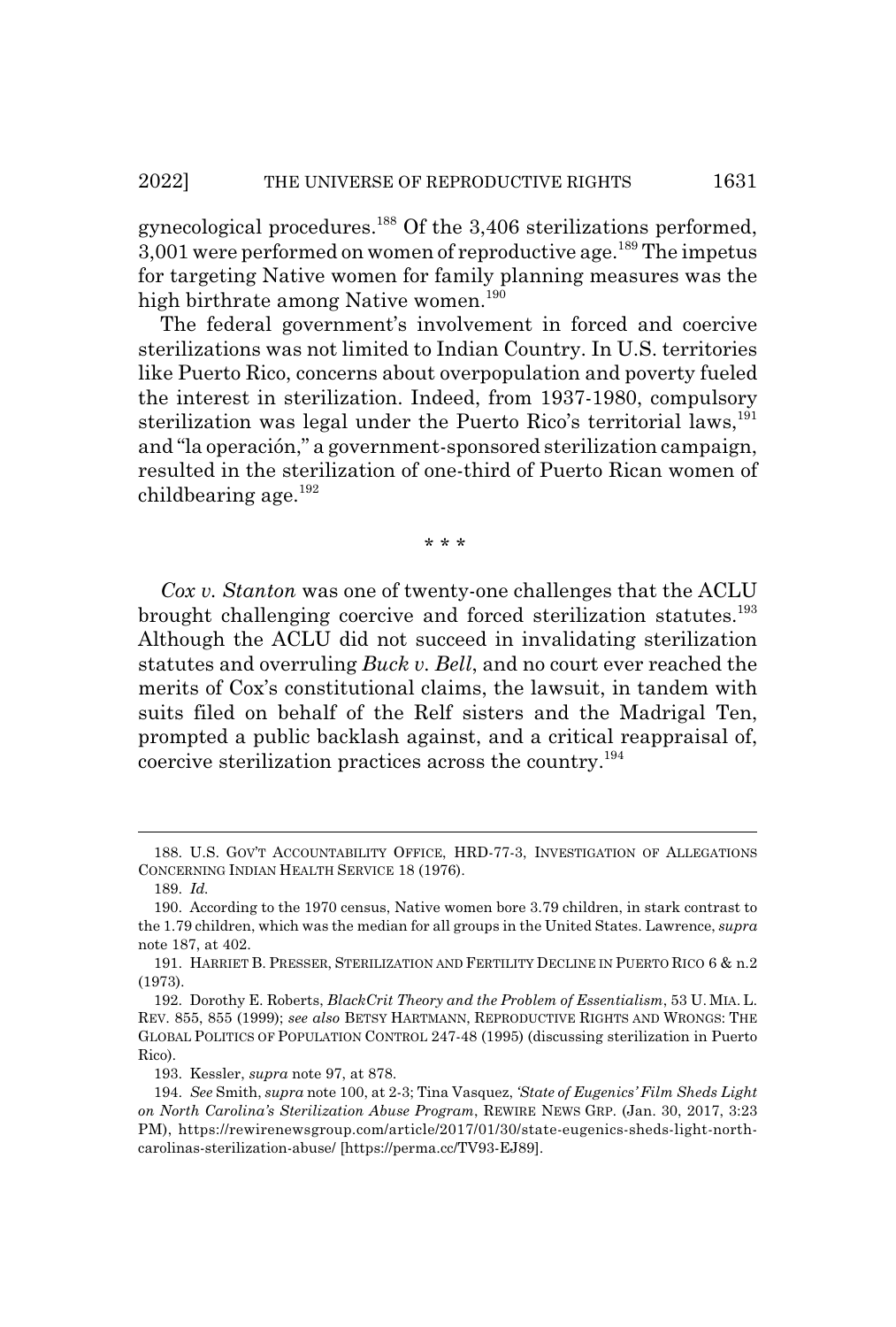gynecological procedures.[188] Of the 3,406 sterilizations performed, 3,001 were performed on women of reproductive age.[189] The impetus for targeting Native women for family planning measures was the high birthrate among Native women.[190]

The federal government's involvement in forced and coercive sterilizations was not limited to Indian Country. In U.S. territories like Puerto Rico, concerns about overpopulation and poverty fueled the interest in sterilization. Indeed, from 1937-1980, compulsory sterilization was legal under the Puerto Rico's territorial laws,[191] and "la operación," a government-sponsored sterilization campaign, resulted in the sterilization of one-third of Puerto Rican women of childbearing age.[192]

\* \* \*

*Cox v. Stanton* was one of twenty-one challenges that the ACLU brought challenging coercive and forced sterilization statutes.[193] Although the ACLU did not succeed in invalidating sterilization statutes and overruling *Buck v. Bell*, and no court ever reached the merits of Cox's constitutional claims, the lawsuit, in tandem with suits filed on behalf of the Relf sisters and the Madrigal Ten, prompted a public backlash against, and a critical reappraisal of, coercive sterilization practices across the country.[194]

---

188. U.S. GOV'T ACCOUNTABILITY OFFICE, HRD-77-3, INVESTIGATION OF ALLEGATIONS CONCERNING INDIAN HEALTH SERVICE 18 (1976).

189. *Id.*

190. According to the 1970 census, Native women bore 3.79 children, in stark contrast to the 1.79 children, which was the median for all groups in the United States. Lawrence, *supra* note 187, at 402.

191. HARRIET B. PRESSER, STERILIZATION AND FERTILITY DECLINE IN PUERTO RICO 6 & n.2 (1973).

192. Dorothy E. Roberts, *BlackCrit Theory and the Problem of Essentialism*, 53 U. MIA. L. REV. 855, 855 (1999); *see also* BETSY HARTMANN, REPRODUCTIVE RIGHTS AND WRONGS: THE GLOBAL POLITICS OF POPULATION CONTROL 247-48 (1995) (discussing sterilization in Puerto Rico).

193. Kessler, *supra* note 97, at 878.

194. *See* Smith, *supra* note 100, at 2-3; Tina Vasquez, *'State of Eugenics' Film Sheds Light on North Carolina's Sterilization Abuse Program*, REWIRE NEWS GRP. (Jan. 30, 2017, 3:23 PM), https://rewirenewsgroup.com/article/2017/01/30/state-eugenics-sheds-light-north-carolinas-sterilization-abuse/ [https://perma.cc/TV93-EJ89].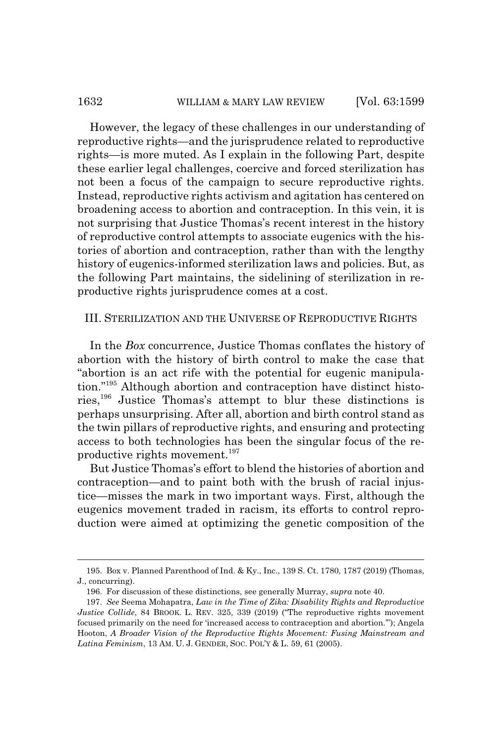However, the legacy of these challenges in our understanding of reproductive rights—and the jurisprudence related to reproductive rights—is more muted. As I explain in the following Part, despite these earlier legal challenges, coercive and forced sterilization has not been a focus of the campaign to secure reproductive rights. Instead, reproductive rights activism and agitation has centered on broadening access to abortion and contraception. In this vein, it is not surprising that Justice Thomas's recent interest in the history of reproductive control attempts to associate eugenics with the histories of abortion and contraception, rather than with the lengthy history of eugenics-informed sterilization laws and policies. But, as the following Part maintains, the sidelining of sterilization in reproductive rights jurisprudence comes at a cost.

## III. STERILIZATION AND THE UNIVERSE OF REPRODUCTIVE RIGHTS

In the *Box* concurrence, Justice Thomas conflates the history of abortion with the history of birth control to make the case that "abortion is an act rife with the potential for eugenic manipulation."[195] Although abortion and contraception have distinct histories,[196] Justice Thomas's attempt to blur these distinctions is perhaps unsurprising. After all, abortion and birth control stand as the twin pillars of reproductive rights, and ensuring and protecting access to both technologies has been the singular focus of the reproductive rights movement.[197]

But Justice Thomas's effort to blend the histories of abortion and contraception—and to paint both with the brush of racial injustice—misses the mark in two important ways. First, although the eugenics movement traded in racism, its efforts to control reproduction were aimed at optimizing the genetic composition of the

---

195. Box v. Planned Parenthood of Ind. & Ky., Inc., 139 S. Ct. 1780, 1787 (2019) (Thomas, J., concurring).

196. For discussion of these distinctions, see generally Murray, *supra* note 40.

197. *See* Seema Mohapatra, *Law in the Time of Zika: Disability Rights and Reproductive Justice Collide*, 84 BROOK. L. REV. 325, 339 (2019) ("The reproductive rights movement focused primarily on the need for 'increased access to contraception and abortion.'"); Angela Hooton, *A Broader Vision of the Reproductive Rights Movement: Fusing Mainstream and Latina Feminism*, 13 AM. U. J. GENDER, SOC. POL'Y & L. 59, 61 (2005).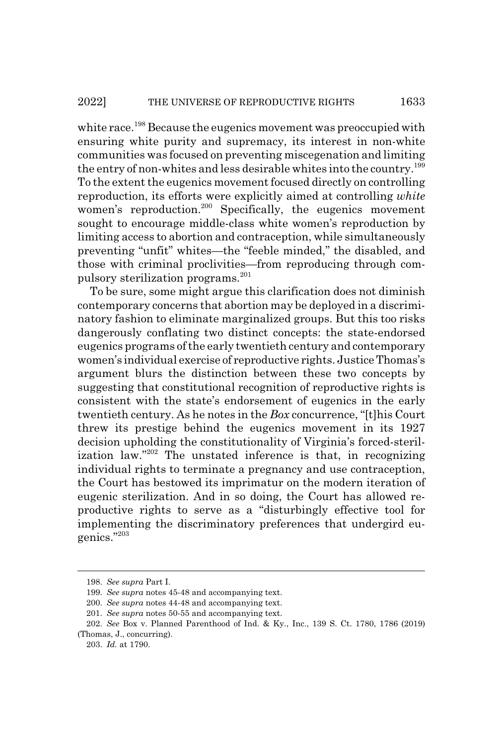white race.[198] Because the eugenics movement was preoccupied with ensuring white purity and supremacy, its interest in non-white communities was focused on preventing miscegenation and limiting the entry of non-whites and less desirable whites into the country.[199] To the extent the eugenics movement focused directly on controlling reproduction, its efforts were explicitly aimed at controlling *white* women's reproduction.[200] Specifically, the eugenics movement sought to encourage middle-class white women's reproduction by limiting access to abortion and contraception, while simultaneously preventing "unfit" whites—the "feeble minded," the disabled, and those with criminal proclivities—from reproducing through compulsory sterilization programs.[201]

To be sure, some might argue this clarification does not diminish contemporary concerns that abortion may be deployed in a discriminatory fashion to eliminate marginalized groups. But this too risks dangerously conflating two distinct concepts: the state-endorsed eugenics programs of the early twentieth century and contemporary women's individual exercise of reproductive rights. Justice Thomas's argument blurs the distinction between these two concepts by suggesting that constitutional recognition of reproductive rights is consistent with the state's endorsement of eugenics in the early twentieth century. As he notes in the *Box* concurrence, "[t]his Court threw its prestige behind the eugenics movement in its 1927 decision upholding the constitutionality of Virginia's forced-sterilization law."[202] The unstated inference is that, in recognizing individual rights to terminate a pregnancy and use contraception, the Court has bestowed its imprimatur on the modern iteration of eugenic sterilization. And in so doing, the Court has allowed reproductive rights to serve as a "disturbingly effective tool for implementing the discriminatory preferences that undergird eugenics."[203]

---

198. *See supra* Part I.

199. *See supra* notes 45-48 and accompanying text.

200. *See supra* notes 44-48 and accompanying text.

201. *See supra* notes 50-55 and accompanying text.

202. *See* Box v. Planned Parenthood of Ind. & Ky., Inc., 139 S. Ct. 1780, 1786 (2019) (Thomas, J., concurring).

203. *Id.* at 1790.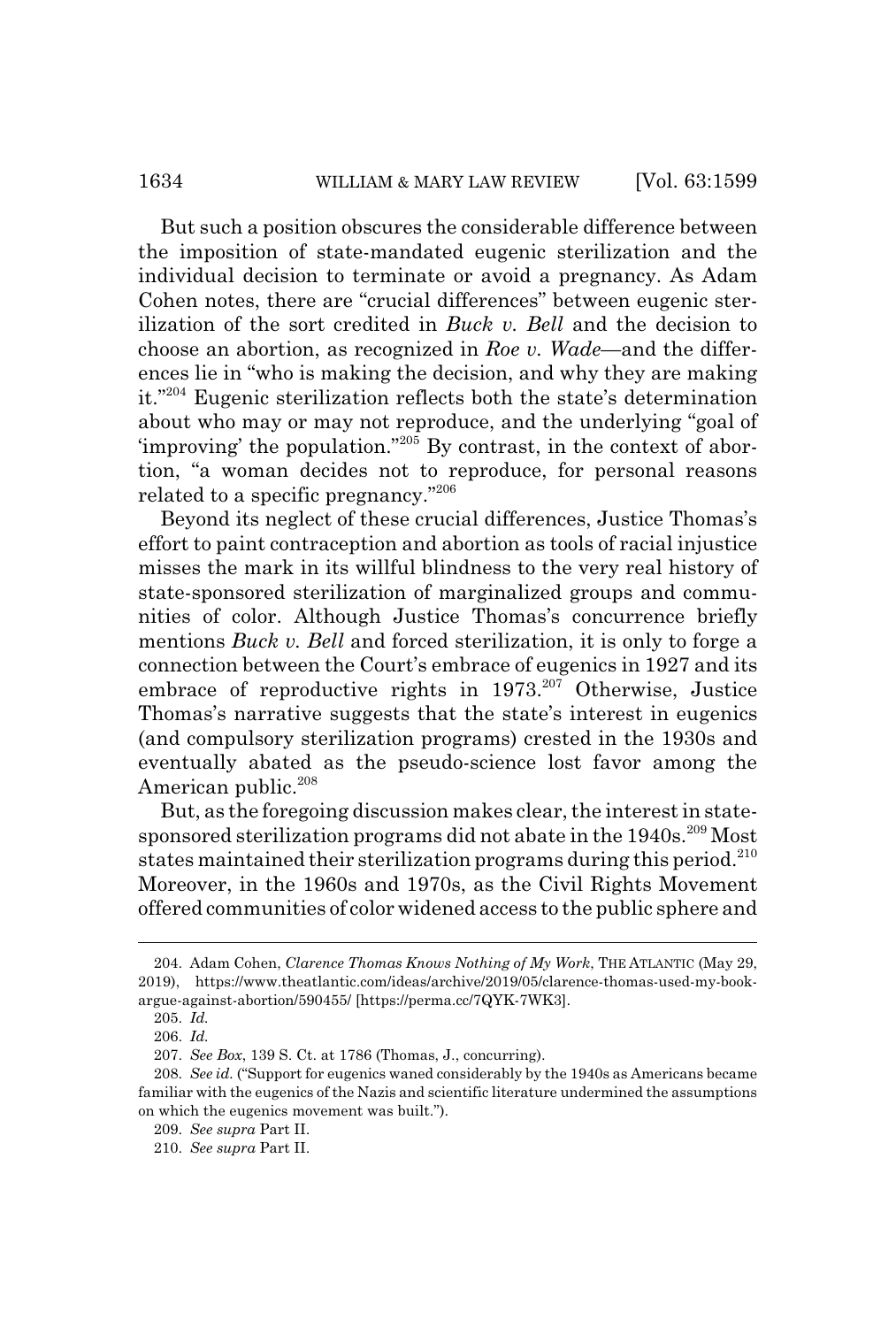But such a position obscures the considerable difference between the imposition of state-mandated eugenic sterilization and the individual decision to terminate or avoid a pregnancy. As Adam Cohen notes, there are "crucial differences" between eugenic sterilization of the sort credited in *Buck v. Bell* and the decision to choose an abortion, as recognized in *Roe v. Wade*—and the differences lie in "who is making the decision, and why they are making it."[204] Eugenic sterilization reflects both the state's determination about who may or may not reproduce, and the underlying "goal of 'improving' the population."[205] By contrast, in the context of abortion, "a woman decides not to reproduce, for personal reasons related to a specific pregnancy."[206]

Beyond its neglect of these crucial differences, Justice Thomas's effort to paint contraception and abortion as tools of racial injustice misses the mark in its willful blindness to the very real history of state-sponsored sterilization of marginalized groups and communities of color. Although Justice Thomas's concurrence briefly mentions *Buck v. Bell* and forced sterilization, it is only to forge a connection between the Court's embrace of eugenics in 1927 and its embrace of reproductive rights in 1973.[207] Otherwise, Justice Thomas's narrative suggests that the state's interest in eugenics (and compulsory sterilization programs) crested in the 1930s and eventually abated as the pseudo-science lost favor among the American public.[208]

But, as the foregoing discussion makes clear, the interest in state-sponsored sterilization programs did not abate in the 1940s.[209] Most states maintained their sterilization programs during this period.[210] Moreover, in the 1960s and 1970s, as the Civil Rights Movement offered communities of color widened access to the public sphere and

---

204. Adam Cohen, *Clarence Thomas Knows Nothing of My Work*, THE ATLANTIC (May 29, 2019), https://www.theatlantic.com/ideas/archive/2019/05/clarence-thomas-used-my-book-argue-against-abortion/590455/ [https://perma.cc/7QYK-7WK3].

205. *Id.*

206. *Id.*

207. *See Box*, 139 S. Ct. at 1786 (Thomas, J., concurring).

208. *See id.* ("Support for eugenics waned considerably by the 1940s as Americans became familiar with the eugenics of the Nazis and scientific literature undermined the assumptions on which the eugenics movement was built.").

209. *See supra* Part II.

210. *See supra* Part II.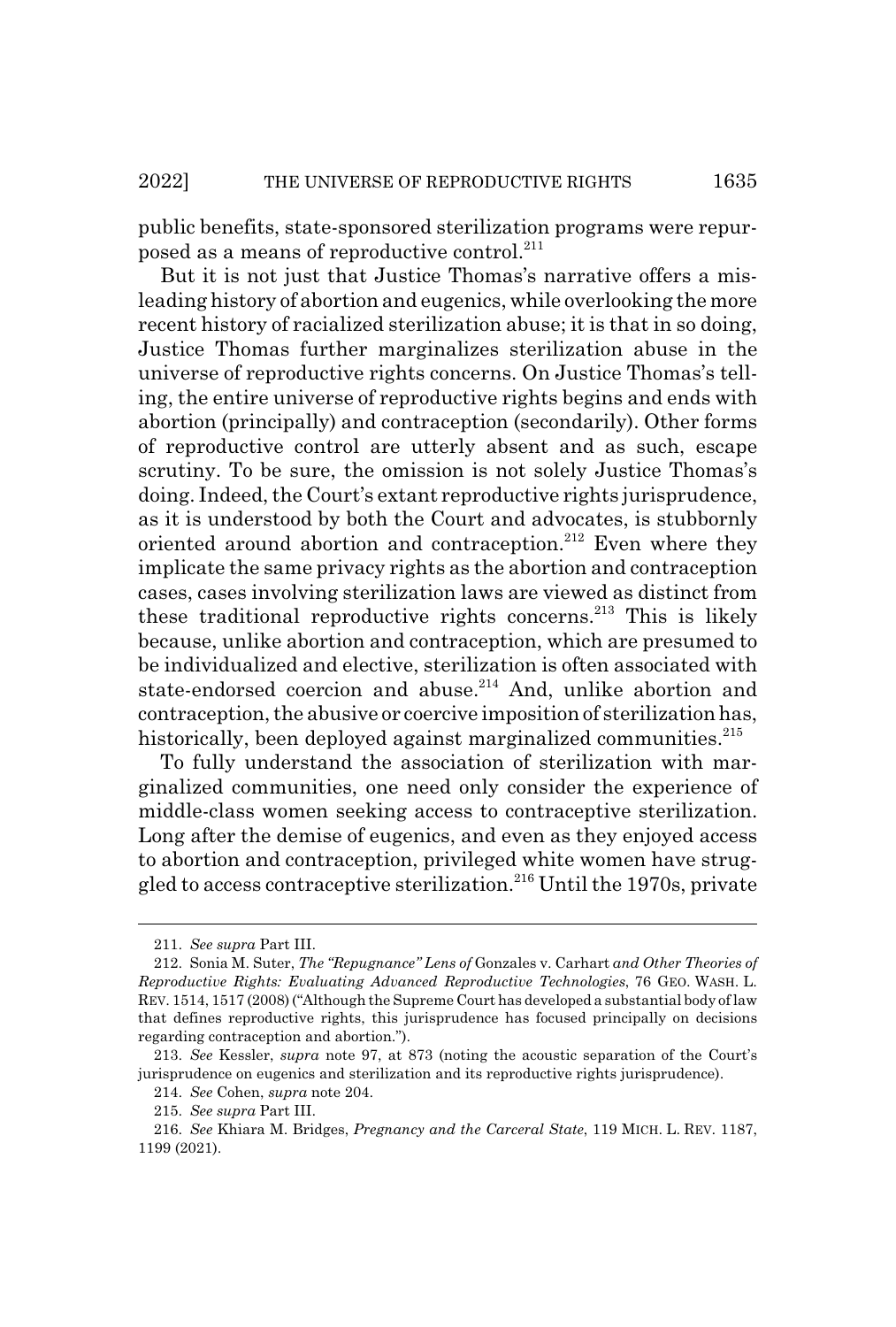public benefits, state-sponsored sterilization programs were repurposed as a means of reproductive control.[211]

But it is not just that Justice Thomas's narrative offers a misleading history of abortion and eugenics, while overlooking the more recent history of racialized sterilization abuse; it is that in so doing, Justice Thomas further marginalizes sterilization abuse in the universe of reproductive rights concerns. On Justice Thomas's telling, the entire universe of reproductive rights begins and ends with abortion (principally) and contraception (secondarily). Other forms of reproductive control are utterly absent and as such, escape scrutiny. To be sure, the omission is not solely Justice Thomas's doing. Indeed, the Court's extant reproductive rights jurisprudence, as it is understood by both the Court and advocates, is stubbornly oriented around abortion and contraception.[212] Even where they implicate the same privacy rights as the abortion and contraception cases, cases involving sterilization laws are viewed as distinct from these traditional reproductive rights concerns.[213] This is likely because, unlike abortion and contraception, which are presumed to be individualized and elective, sterilization is often associated with state-endorsed coercion and abuse.[214] And, unlike abortion and contraception, the abusive or coercive imposition of sterilization has, historically, been deployed against marginalized communities.[215]

To fully understand the association of sterilization with marginalized communities, one need only consider the experience of middle-class women seeking access to contraceptive sterilization. Long after the demise of eugenics, and even as they enjoyed access to abortion and contraception, privileged white women have struggled to access contraceptive sterilization.[216] Until the 1970s, private

---

211. *See supra* Part III.

212. Sonia M. Suter, *The "Repugnance" Lens of* Gonzales v. Carhart *and Other Theories of Reproductive Rights: Evaluating Advanced Reproductive Technologies*, 76 GEO. WASH. L. REV. 1514, 1517 (2008) ("Although the Supreme Court has developed a substantial body of law that defines reproductive rights, this jurisprudence has focused principally on decisions regarding contraception and abortion.").

213. *See* Kessler, *supra* note 97, at 873 (noting the acoustic separation of the Court's jurisprudence on eugenics and sterilization and its reproductive rights jurisprudence).

214. *See* Cohen, *supra* note 204.

215. *See supra* Part III.

216. *See* Khiara M. Bridges, *Pregnancy and the Carceral State*, 119 MICH. L. REV. 1187, 1199 (2021).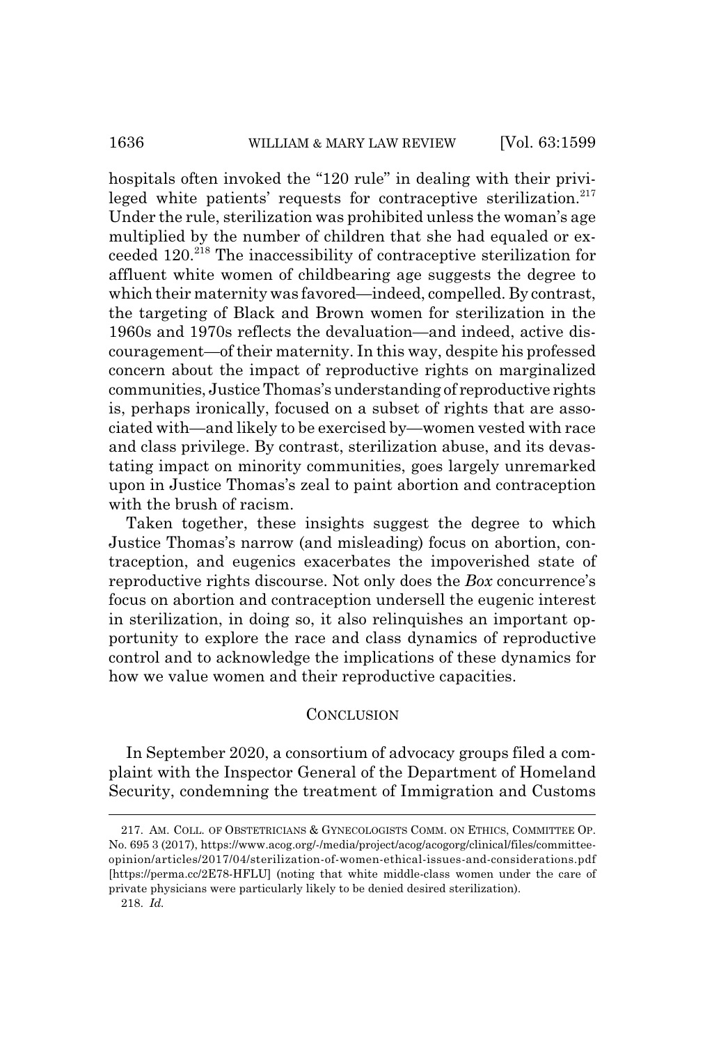hospitals often invoked the "120 rule" in dealing with their privileged white patients' requests for contraceptive sterilization.[217] Under the rule, sterilization was prohibited unless the woman's age multiplied by the number of children that she had equaled or exceeded 120.[218] The inaccessibility of contraceptive sterilization for affluent white women of childbearing age suggests the degree to which their maternity was favored—indeed, compelled. By contrast, the targeting of Black and Brown women for sterilization in the 1960s and 1970s reflects the devaluation—and indeed, active discouragement—of their maternity. In this way, despite his professed concern about the impact of reproductive rights on marginalized communities, Justice Thomas's understanding of reproductive rights is, perhaps ironically, focused on a subset of rights that are associated with—and likely to be exercised by—women vested with race and class privilege. By contrast, sterilization abuse, and its devastating impact on minority communities, goes largely unremarked upon in Justice Thomas's zeal to paint abortion and contraception with the brush of racism.

Taken together, these insights suggest the degree to which Justice Thomas's narrow (and misleading) focus on abortion, contraception, and eugenics exacerbates the impoverished state of reproductive rights discourse. Not only does the *Box* concurrence's focus on abortion and contraception undersell the eugenic interest in sterilization, in doing so, it also relinquishes an important opportunity to explore the race and class dynamics of reproductive control and to acknowledge the implications of these dynamics for how we value women and their reproductive capacities.

## CONCLUSION

In September 2020, a consortium of advocacy groups filed a complaint with the Inspector General of the Department of Homeland Security, condemning the treatment of Immigration and Customs

---

217. AM. COLL. OF OBSTETRICIANS & GYNECOLOGISTS COMM. ON ETHICS, COMMITTEE OP. No. 695 3 (2017), https://www.acog.org/-/media/project/acog/acogorg/clinical/files/committee-opinion/articles/2017/04/sterilization-of-women-ethical-issues-and-considerations.pdf [https://perma.cc/2E78-HFLU] (noting that white middle-class women under the care of private physicians were particularly likely to be denied desired sterilization).

218. *Id.*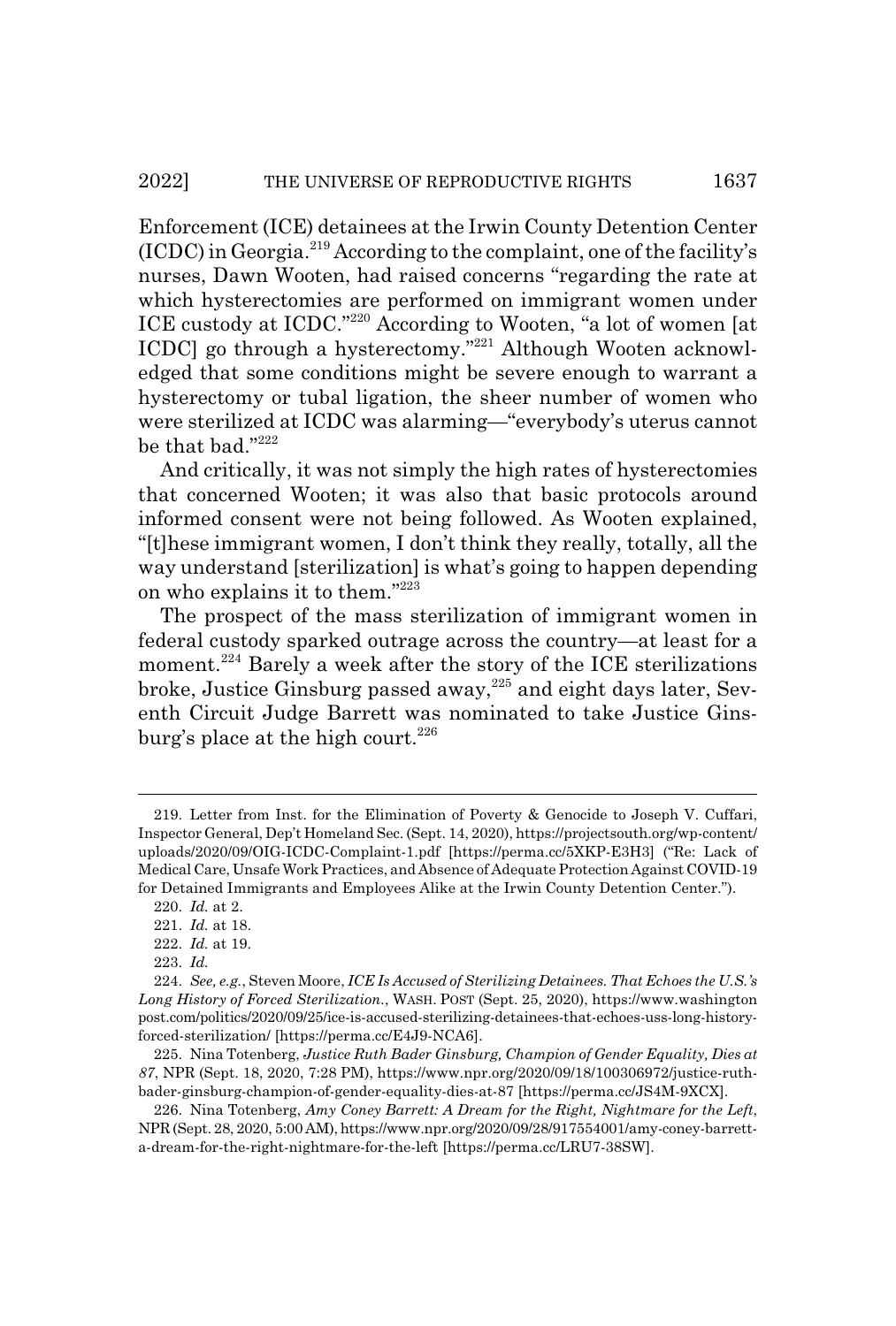Enforcement (ICE) detainees at the Irwin County Detention Center (ICDC) in Georgia.[219] According to the complaint, one of the facility's nurses, Dawn Wooten, had raised concerns "regarding the rate at which hysterectomies are performed on immigrant women under ICE custody at ICDC."[220] According to Wooten, "a lot of women [at ICDC] go through a hysterectomy."[221] Although Wooten acknowledged that some conditions might be severe enough to warrant a hysterectomy or tubal ligation, the sheer number of women who were sterilized at ICDC was alarming—"everybody's uterus cannot be that bad."[222]

And critically, it was not simply the high rates of hysterectomies that concerned Wooten; it was also that basic protocols around informed consent were not being followed. As Wooten explained, "[t]hese immigrant women, I don't think they really, totally, all the way understand [sterilization] is what's going to happen depending on who explains it to them."[223]

The prospect of the mass sterilization of immigrant women in federal custody sparked outrage across the country—at least for a moment.[224] Barely a week after the story of the ICE sterilizations broke, Justice Ginsburg passed away,[225] and eight days later, Seventh Circuit Judge Barrett was nominated to take Justice Ginsburg's place at the high court.[226]

---

219. Letter from Inst. for the Elimination of Poverty & Genocide to Joseph V. Cuffari, Inspector General, Dep't Homeland Sec. (Sept. 14, 2020), https://projectsouth.org/wp-content/uploads/2020/09/OIG-ICDC-Complaint-1.pdf [https://perma.cc/5XKP-E3H3] ("Re: Lack of Medical Care, Unsafe Work Practices, and Absence of Adequate Protection Against COVID-19 for Detained Immigrants and Employees Alike at the Irwin County Detention Center.").

220. *Id.* at 2.

221. *Id.* at 18.

222. *Id.* at 19.

223. *Id.*

224. *See, e.g.*, Steven Moore, *ICE Is Accused of Sterilizing Detainees. That Echoes the U.S.'s Long History of Forced Sterilization.*, WASH. POST (Sept. 25, 2020), https://www.washingtonpost.com/politics/2020/09/25/ice-is-accused-sterilizing-detainees-that-echoes-uss-long-history-forced-sterilization/ [https://perma.cc/E4J9-NCA6].

225. Nina Totenberg, *Justice Ruth Bader Ginsburg, Champion of Gender Equality, Dies at 87*, NPR (Sept. 18, 2020, 7:28 PM), https://www.npr.org/2020/09/18/100306972/justice-ruth-bader-ginsburg-champion-of-gender-equality-dies-at-87 [https://perma.cc/JS4M-9XCX].

226. Nina Totenberg, *Amy Coney Barrett: A Dream for the Right, Nightmare for the Left*, NPR (Sept. 28, 2020, 5:00 AM), https://www.npr.org/2020/09/28/917554001/amy-coney-barrett-a-dream-for-the-right-nightmare-for-the-left [https://perma.cc/LRU7-38SW].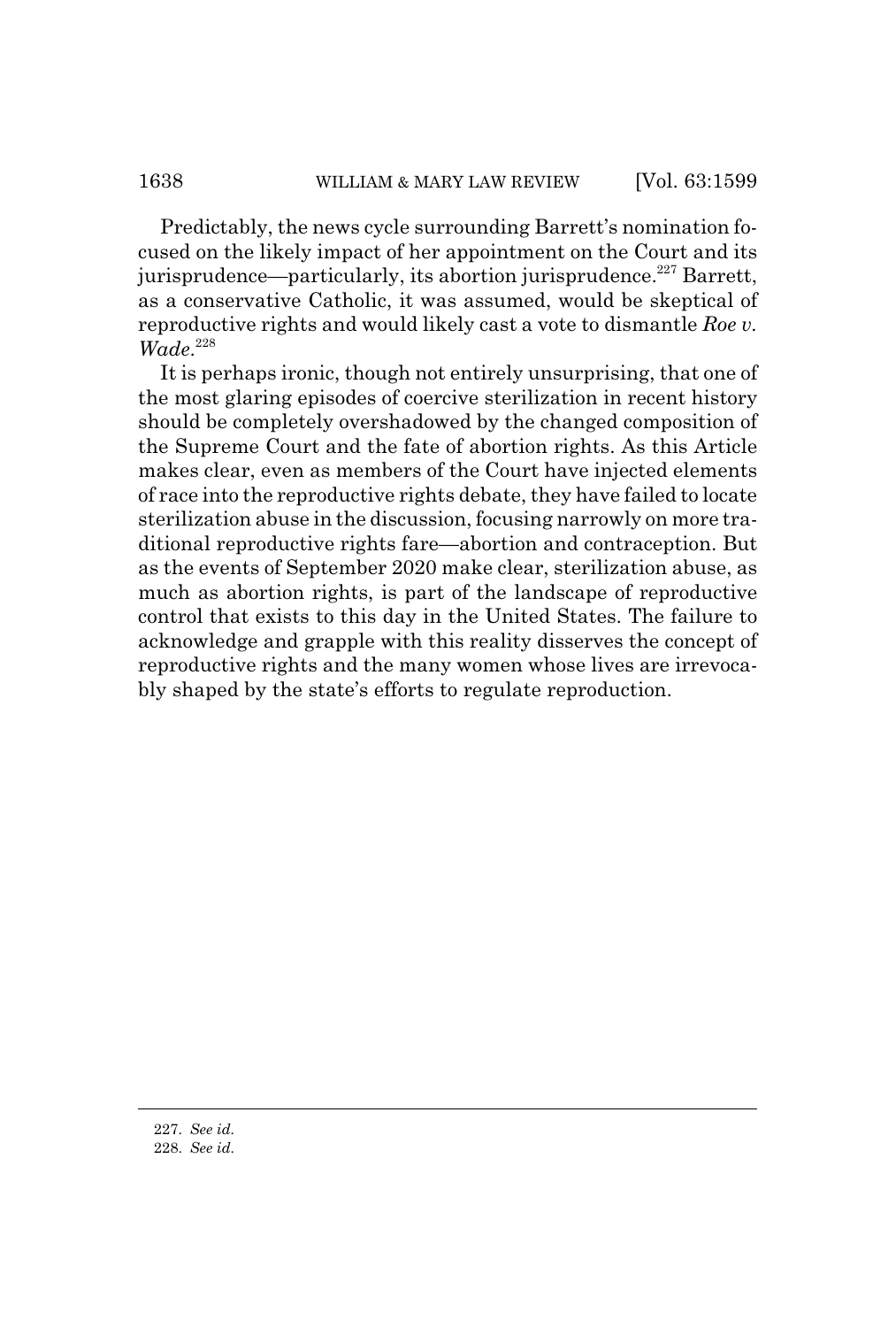Predictably, the news cycle surrounding Barrett's nomination focused on the likely impact of her appointment on the Court and its jurisprudence—particularly, its abortion jurisprudence.[227] Barrett, as a conservative Catholic, it was assumed, would be skeptical of reproductive rights and would likely cast a vote to dismantle *Roe v. Wade*.[228]

It is perhaps ironic, though not entirely unsurprising, that one of the most glaring episodes of coercive sterilization in recent history should be completely overshadowed by the changed composition of the Supreme Court and the fate of abortion rights. As this Article makes clear, even as members of the Court have injected elements of race into the reproductive rights debate, they have failed to locate sterilization abuse in the discussion, focusing narrowly on more traditional reproductive rights fare—abortion and contraception. But as the events of September 2020 make clear, sterilization abuse, as much as abortion rights, is part of the landscape of reproductive control that exists to this day in the United States. The failure to acknowledge and grapple with this reality disserves the concept of reproductive rights and the many women whose lives are irrevocably shaped by the state's efforts to regulate reproduction.

---

227. *See id.*

228. *See id.*